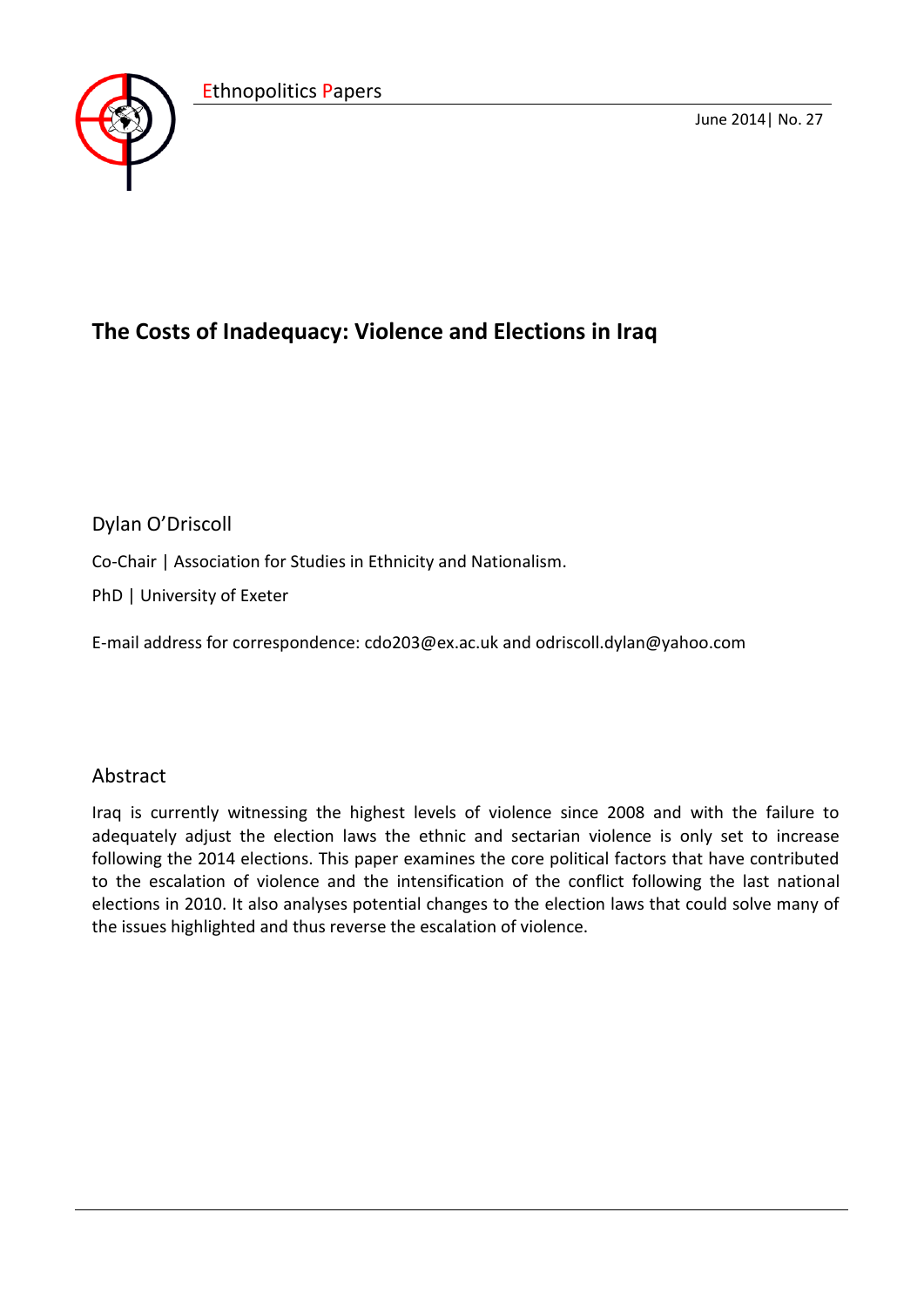Ethnopolitics Papers

June 2014| No. 27

# The Costs of Inadequacy: Violence and Elections in Iraq

Dylan O'Driscoll

Co-Chair | Association for Studies in Ethnicity and Nationalism.

PhD | University of Exeter

E-mail address for correspondence: cdo203@ex.ac.uk and odriscoll.dylan@yahoo.com

## Abstract

Iraq is currently witnessing the highest levels of violence since 2008 and with the failure to adequately adjust the election laws the ethnic and sectarian violence is only set to increase following the 2014 elections. This paper examines the core political factors that have contributed to the escalation of violence and the intensification of the conflict following the last national elections in 2010. It also analyses potential changes to the election laws that could solve many of the issues highlighted and thus reverse the escalation of violence.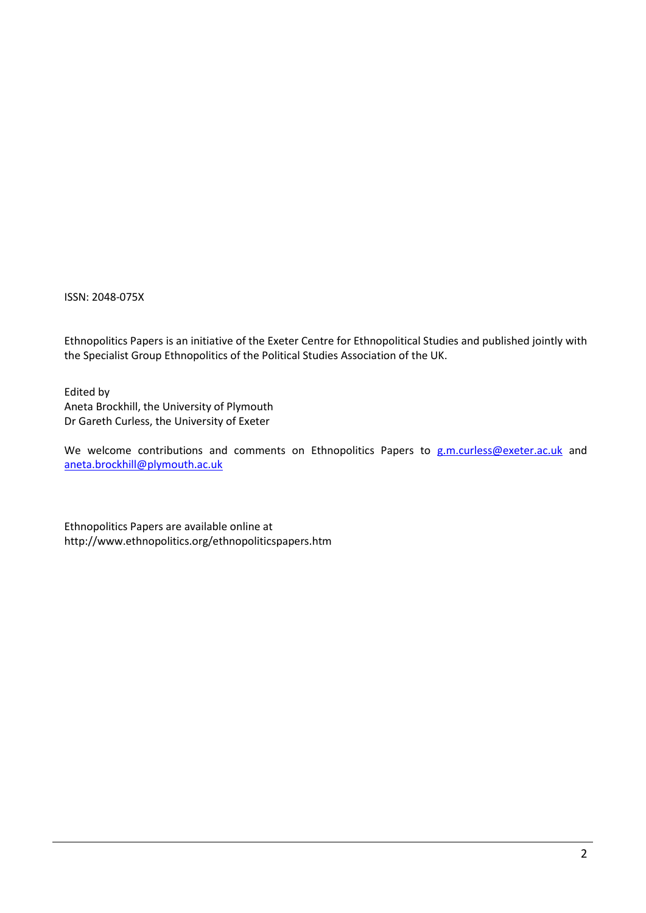ISSN: 2048-075X

Ethnopolitics Papers is an initiative of the Exeter Centre for Ethnopolitical Studies and published jointly with the Specialist Group Ethnopolitics of the Political Studies Association of the UK.

Edited by
Aneta Brockhill, the University of Plymouth
Dr Gareth Curless, the University of Exeter

We welcome contributions and comments on Ethnopolitics Papers to g.m.curless@exeter.ac.uk and aneta.brockhill@plymouth.ac.uk

Ethnopolitics Papers are available online at
http://www.ethnopolitics.org/ethnopoliticspapers.htm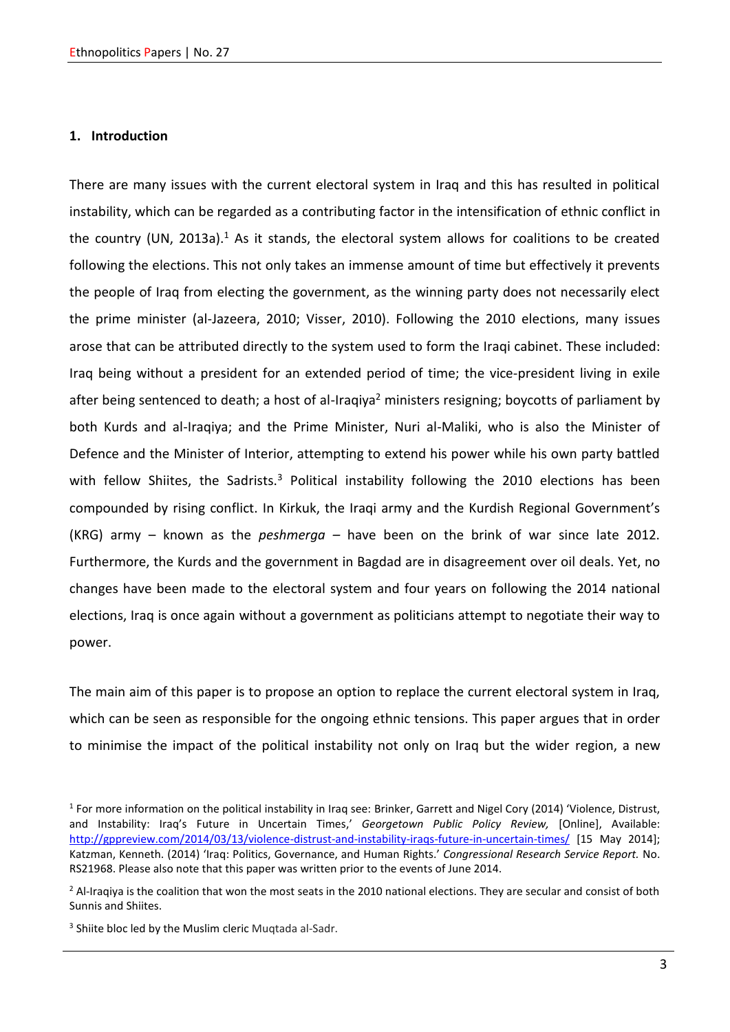## 1. Introduction

There are many issues with the current electoral system in Iraq and this has resulted in political instability, which can be regarded as a contributing factor in the intensification of ethnic conflict in the country (UN, 2013a).[1] As it stands, the electoral system allows for coalitions to be created following the elections. This not only takes an immense amount of time but effectively it prevents the people of Iraq from electing the government, as the winning party does not necessarily elect the prime minister (al-Jazeera, 2010; Visser, 2010). Following the 2010 elections, many issues arose that can be attributed directly to the system used to form the Iraqi cabinet. These included: Iraq being without a president for an extended period of time; the vice-president living in exile after being sentenced to death; a host of al-Iraqiya[2] ministers resigning; boycotts of parliament by both Kurds and al-Iraqiya; and the Prime Minister, Nuri al-Maliki, who is also the Minister of Defence and the Minister of Interior, attempting to extend his power while his own party battled with fellow Shiites, the Sadrists.[3] Political instability following the 2010 elections has been compounded by rising conflict. In Kirkuk, the Iraqi army and the Kurdish Regional Government's (KRG) army – known as the *peshmerga* – have been on the brink of war since late 2012. Furthermore, the Kurds and the government in Bagdad are in disagreement over oil deals. Yet, no changes have been made to the electoral system and four years on following the 2014 national elections, Iraq is once again without a government as politicians attempt to negotiate their way to power.

The main aim of this paper is to propose an option to replace the current electoral system in Iraq, which can be seen as responsible for the ongoing ethnic tensions. This paper argues that in order to minimise the impact of the political instability not only on Iraq but the wider region, a new

---

[1] For more information on the political instability in Iraq see: Brinker, Garrett and Nigel Cory (2014) 'Violence, Distrust, and Instability: Iraq's Future in Uncertain Times,' *Georgetown Public Policy Review,* [Online], Available: http://gppreview.com/2014/03/13/violence-distrust-and-instability-iraqs-future-in-uncertain-times/ [15 May 2014]; Katzman, Kenneth. (2014) 'Iraq: Politics, Governance, and Human Rights.' *Congressional Research Service Report.* No. RS21968. Please also note that this paper was written prior to the events of June 2014.

[2] Al-Iraqiya is the coalition that won the most seats in the 2010 national elections. They are secular and consist of both Sunnis and Shiites.

[3] Shiite bloc led by the Muslim cleric Muqtada al-Sadr.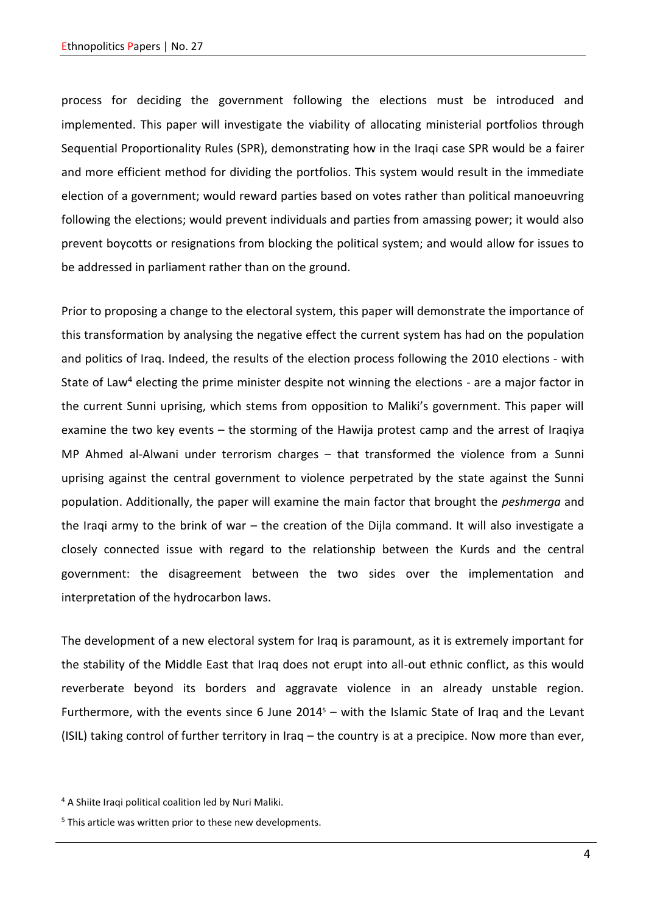process for deciding the government following the elections must be introduced and implemented. This paper will investigate the viability of allocating ministerial portfolios through Sequential Proportionality Rules (SPR), demonstrating how in the Iraqi case SPR would be a fairer and more efficient method for dividing the portfolios. This system would result in the immediate election of a government; would reward parties based on votes rather than political manoeuvring following the elections; would prevent individuals and parties from amassing power; it would also prevent boycotts or resignations from blocking the political system; and would allow for issues to be addressed in parliament rather than on the ground.

Prior to proposing a change to the electoral system, this paper will demonstrate the importance of this transformation by analysing the negative effect the current system has had on the population and politics of Iraq. Indeed, the results of the election process following the 2010 elections - with State of Law[4] electing the prime minister despite not winning the elections - are a major factor in the current Sunni uprising, which stems from opposition to Maliki's government. This paper will examine the two key events – the storming of the Hawija protest camp and the arrest of Iraqiya MP Ahmed al-Alwani under terrorism charges – that transformed the violence from a Sunni uprising against the central government to violence perpetrated by the state against the Sunni population. Additionally, the paper will examine the main factor that brought the *peshmerga* and the Iraqi army to the brink of war – the creation of the Dijla command. It will also investigate a closely connected issue with regard to the relationship between the Kurds and the central government: the disagreement between the two sides over the implementation and interpretation of the hydrocarbon laws.

The development of a new electoral system for Iraq is paramount, as it is extremely important for the stability of the Middle East that Iraq does not erupt into all-out ethnic conflict, as this would reverberate beyond its borders and aggravate violence in an already unstable region. Furthermore, with the events since 6 June 2014[5] – with the Islamic State of Iraq and the Levant (ISIL) taking control of further territory in Iraq – the country is at a precipice. Now more than ever,

[4] A Shiite Iraqi political coalition led by Nuri Maliki.

[5] This article was written prior to these new developments.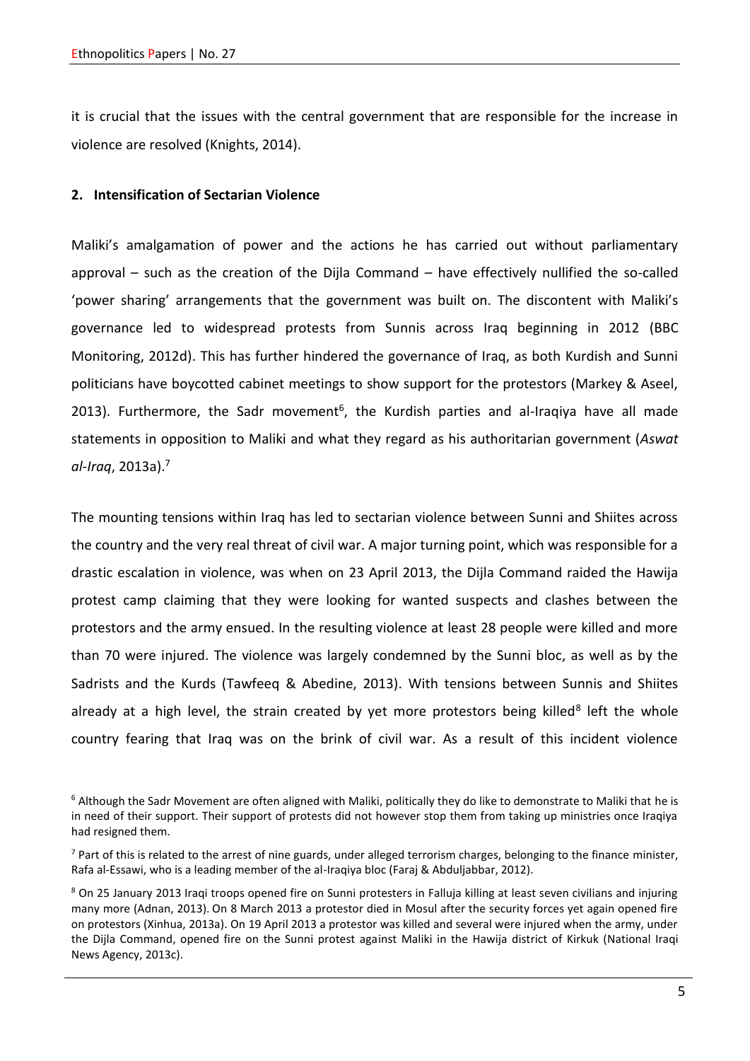it is crucial that the issues with the central government that are responsible for the increase in violence are resolved (Knights, 2014).

## 2. Intensification of Sectarian Violence

Maliki's amalgamation of power and the actions he has carried out without parliamentary approval – such as the creation of the Dijla Command – have effectively nullified the so-called 'power sharing' arrangements that the government was built on. The discontent with Maliki's governance led to widespread protests from Sunnis across Iraq beginning in 2012 (BBC Monitoring, 2012d). This has further hindered the governance of Iraq, as both Kurdish and Sunni politicians have boycotted cabinet meetings to show support for the protestors (Markey & Aseel, 2013). Furthermore, the Sadr movement[6], the Kurdish parties and al-Iraqiya have all made statements in opposition to Maliki and what they regard as his authoritarian government (*Aswat al-Iraq*, 2013a).[7]

The mounting tensions within Iraq has led to sectarian violence between Sunni and Shiites across the country and the very real threat of civil war. A major turning point, which was responsible for a drastic escalation in violence, was when on 23 April 2013, the Dijla Command raided the Hawija protest camp claiming that they were looking for wanted suspects and clashes between the protestors and the army ensued. In the resulting violence at least 28 people were killed and more than 70 were injured. The violence was largely condemned by the Sunni bloc, as well as by the Sadrists and the Kurds (Tawfeeq & Abedine, 2013). With tensions between Sunnis and Shiites already at a high level, the strain created by yet more protestors being killed[8] left the whole country fearing that Iraq was on the brink of civil war. As a result of this incident violence

[6] Although the Sadr Movement are often aligned with Maliki, politically they do like to demonstrate to Maliki that he is in need of their support. Their support of protests did not however stop them from taking up ministries once Iraqiya had resigned them.

[7] Part of this is related to the arrest of nine guards, under alleged terrorism charges, belonging to the finance minister, Rafa al-Essawi, who is a leading member of the al-Iraqiya bloc (Faraj & Abduljabbar, 2012).

[8] On 25 January 2013 Iraqi troops opened fire on Sunni protesters in Falluja killing at least seven civilians and injuring many more (Adnan, 2013). On 8 March 2013 a protestor died in Mosul after the security forces yet again opened fire on protestors (Xinhua, 2013a). On 19 April 2013 a protestor was killed and several were injured when the army, under the Dijla Command, opened fire on the Sunni protest against Maliki in the Hawija district of Kirkuk (National Iraqi News Agency, 2013c).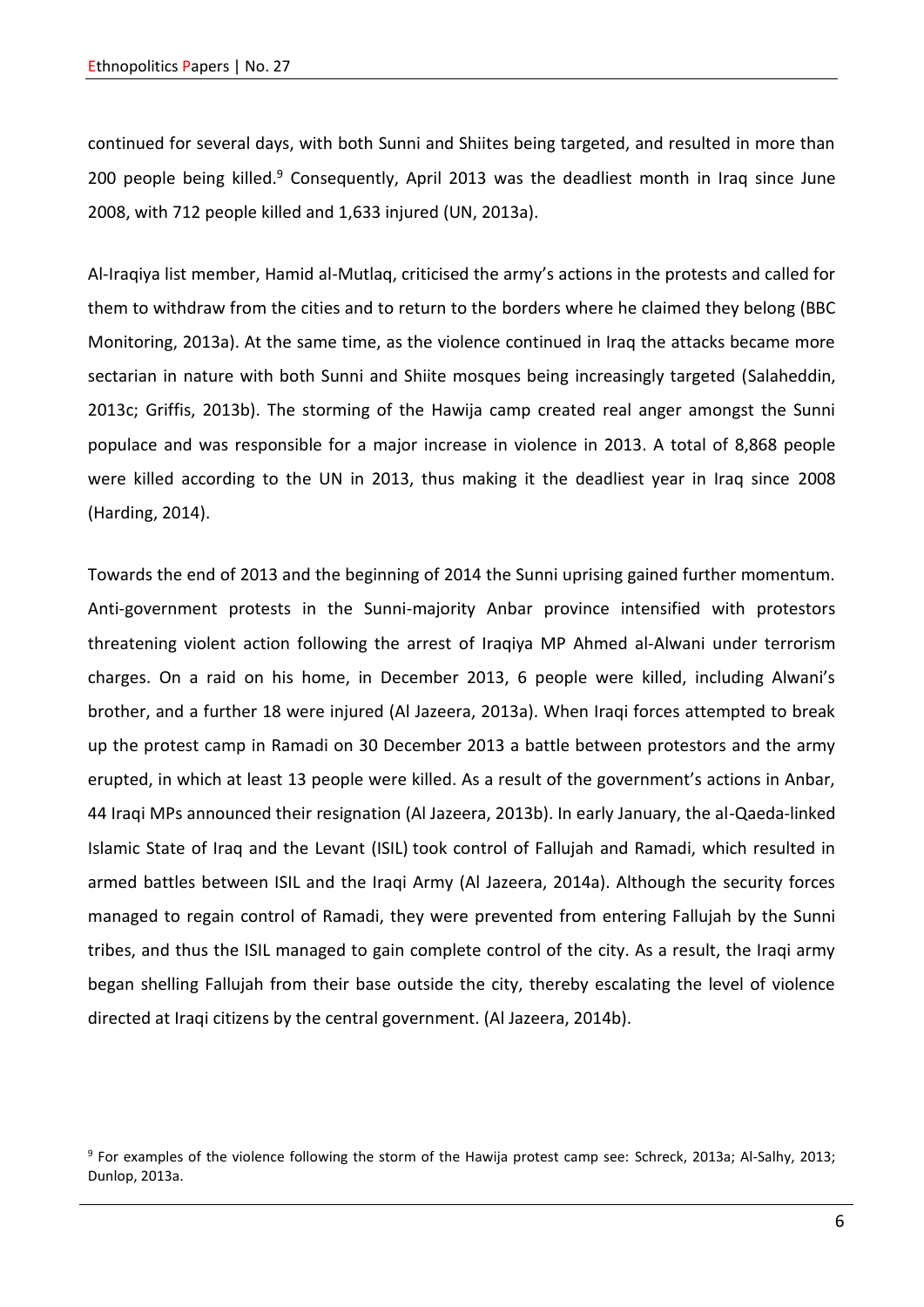continued for several days, with both Sunni and Shiites being targeted, and resulted in more than 200 people being killed.[9] Consequently, April 2013 was the deadliest month in Iraq since June 2008, with 712 people killed and 1,633 injured (UN, 2013a).

Al-Iraqiya list member, Hamid al-Mutlaq, criticised the army's actions in the protests and called for them to withdraw from the cities and to return to the borders where he claimed they belong (BBC Monitoring, 2013a). At the same time, as the violence continued in Iraq the attacks became more sectarian in nature with both Sunni and Shiite mosques being increasingly targeted (Salaheddin, 2013c; Griffis, 2013b). The storming of the Hawija camp created real anger amongst the Sunni populace and was responsible for a major increase in violence in 2013. A total of 8,868 people were killed according to the UN in 2013, thus making it the deadliest year in Iraq since 2008 (Harding, 2014).

Towards the end of 2013 and the beginning of 2014 the Sunni uprising gained further momentum. Anti-government protests in the Sunni-majority Anbar province intensified with protestors threatening violent action following the arrest of Iraqiya MP Ahmed al-Alwani under terrorism charges. On a raid on his home, in December 2013, 6 people were killed, including Alwani's brother, and a further 18 were injured (Al Jazeera, 2013a). When Iraqi forces attempted to break up the protest camp in Ramadi on 30 December 2013 a battle between protestors and the army erupted, in which at least 13 people were killed. As a result of the government's actions in Anbar, 44 Iraqi MPs announced their resignation (Al Jazeera, 2013b). In early January, the al-Qaeda-linked Islamic State of Iraq and the Levant (ISIL) took control of Fallujah and Ramadi, which resulted in armed battles between ISIL and the Iraqi Army (Al Jazeera, 2014a). Although the security forces managed to regain control of Ramadi, they were prevented from entering Fallujah by the Sunni tribes, and thus the ISIL managed to gain complete control of the city. As a result, the Iraqi army began shelling Fallujah from their base outside the city, thereby escalating the level of violence directed at Iraqi citizens by the central government. (Al Jazeera, 2014b).

[9] For examples of the violence following the storm of the Hawija protest camp see: Schreck, 2013a; Al-Salhy, 2013; Dunlop, 2013a.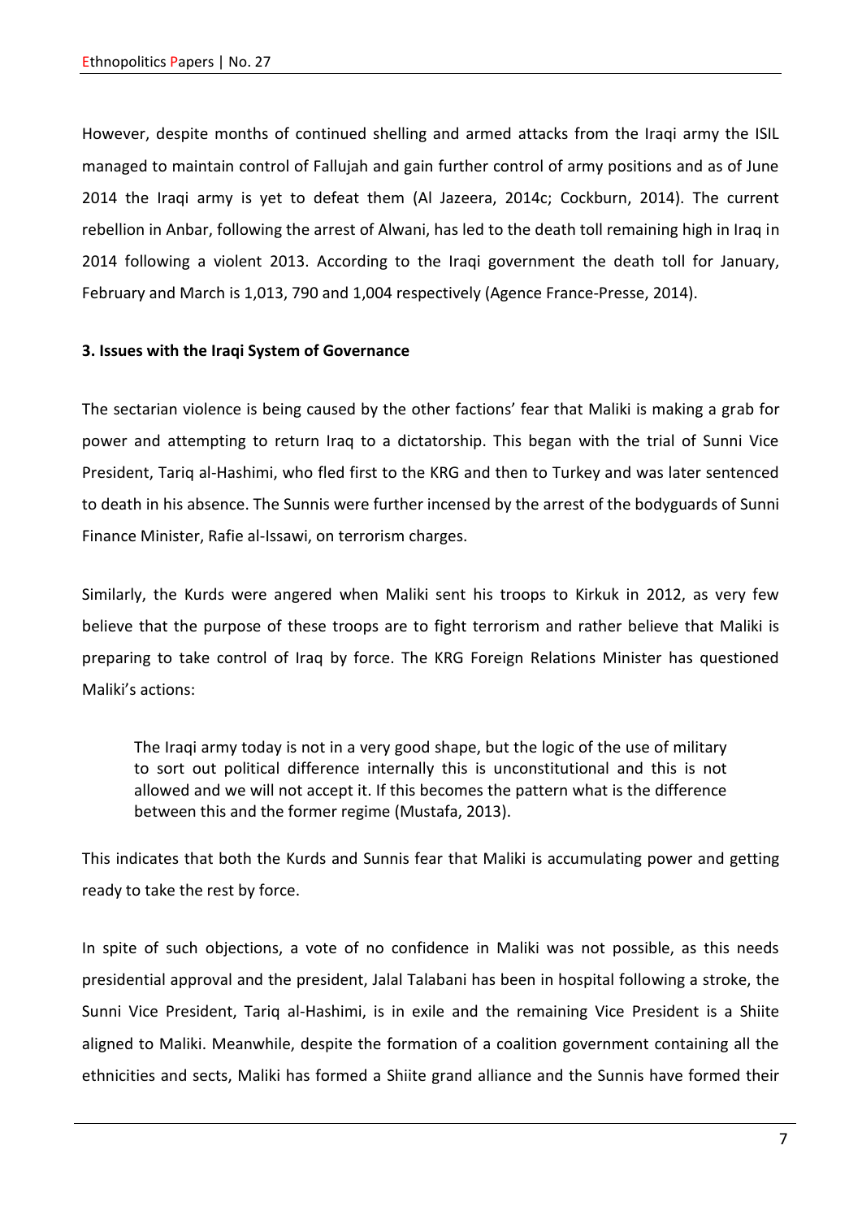However, despite months of continued shelling and armed attacks from the Iraqi army the ISIL managed to maintain control of Fallujah and gain further control of army positions and as of June 2014 the Iraqi army is yet to defeat them (Al Jazeera, 2014c; Cockburn, 2014). The current rebellion in Anbar, following the arrest of Alwani, has led to the death toll remaining high in Iraq in 2014 following a violent 2013. According to the Iraqi government the death toll for January, February and March is 1,013, 790 and 1,004 respectively (Agence France-Presse, 2014).

### 3. Issues with the Iraqi System of Governance

The sectarian violence is being caused by the other factions' fear that Maliki is making a grab for power and attempting to return Iraq to a dictatorship. This began with the trial of Sunni Vice President, Tariq al-Hashimi, who fled first to the KRG and then to Turkey and was later sentenced to death in his absence. The Sunnis were further incensed by the arrest of the bodyguards of Sunni Finance Minister, Rafie al-Issawi, on terrorism charges.

Similarly, the Kurds were angered when Maliki sent his troops to Kirkuk in 2012, as very few believe that the purpose of these troops are to fight terrorism and rather believe that Maliki is preparing to take control of Iraq by force. The KRG Foreign Relations Minister has questioned Maliki's actions:

> The Iraqi army today is not in a very good shape, but the logic of the use of military to sort out political difference internally this is unconstitutional and this is not allowed and we will not accept it. If this becomes the pattern what is the difference between this and the former regime (Mustafa, 2013).

This indicates that both the Kurds and Sunnis fear that Maliki is accumulating power and getting ready to take the rest by force.

In spite of such objections, a vote of no confidence in Maliki was not possible, as this needs presidential approval and the president, Jalal Talabani has been in hospital following a stroke, the Sunni Vice President, Tariq al-Hashimi, is in exile and the remaining Vice President is a Shiite aligned to Maliki. Meanwhile, despite the formation of a coalition government containing all the ethnicities and sects, Maliki has formed a Shiite grand alliance and the Sunnis have formed their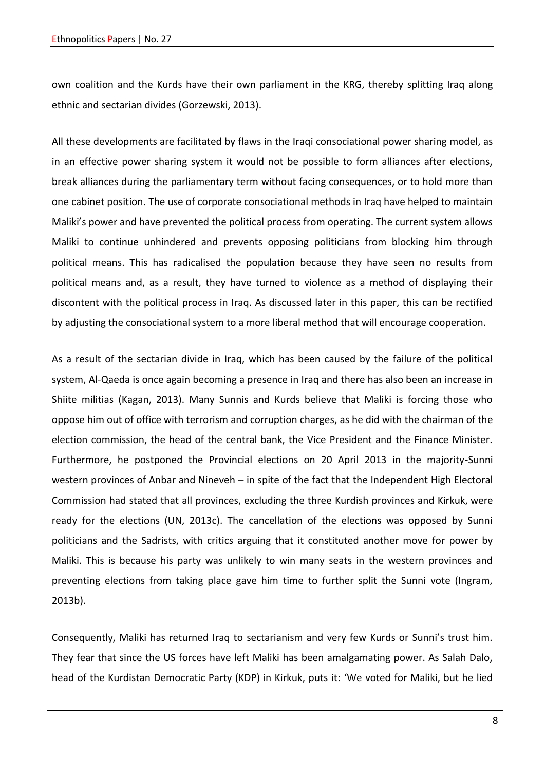own coalition and the Kurds have their own parliament in the KRG, thereby splitting Iraq along ethnic and sectarian divides (Gorzewski, 2013).

All these developments are facilitated by flaws in the Iraqi consociational power sharing model, as in an effective power sharing system it would not be possible to form alliances after elections, break alliances during the parliamentary term without facing consequences, or to hold more than one cabinet position. The use of corporate consociational methods in Iraq have helped to maintain Maliki's power and have prevented the political process from operating. The current system allows Maliki to continue unhindered and prevents opposing politicians from blocking him through political means. This has radicalised the population because they have seen no results from political means and, as a result, they have turned to violence as a method of displaying their discontent with the political process in Iraq. As discussed later in this paper, this can be rectified by adjusting the consociational system to a more liberal method that will encourage cooperation.

As a result of the sectarian divide in Iraq, which has been caused by the failure of the political system, Al-Qaeda is once again becoming a presence in Iraq and there has also been an increase in Shiite militias (Kagan, 2013). Many Sunnis and Kurds believe that Maliki is forcing those who oppose him out of office with terrorism and corruption charges, as he did with the chairman of the election commission, the head of the central bank, the Vice President and the Finance Minister. Furthermore, he postponed the Provincial elections on 20 April 2013 in the majority-Sunni western provinces of Anbar and Nineveh – in spite of the fact that the Independent High Electoral Commission had stated that all provinces, excluding the three Kurdish provinces and Kirkuk, were ready for the elections (UN, 2013c). The cancellation of the elections was opposed by Sunni politicians and the Sadrists, with critics arguing that it constituted another move for power by Maliki. This is because his party was unlikely to win many seats in the western provinces and preventing elections from taking place gave him time to further split the Sunni vote (Ingram, 2013b).

Consequently, Maliki has returned Iraq to sectarianism and very few Kurds or Sunni's trust him. They fear that since the US forces have left Maliki has been amalgamating power. As Salah Dalo, head of the Kurdistan Democratic Party (KDP) in Kirkuk, puts it: 'We voted for Maliki, but he lied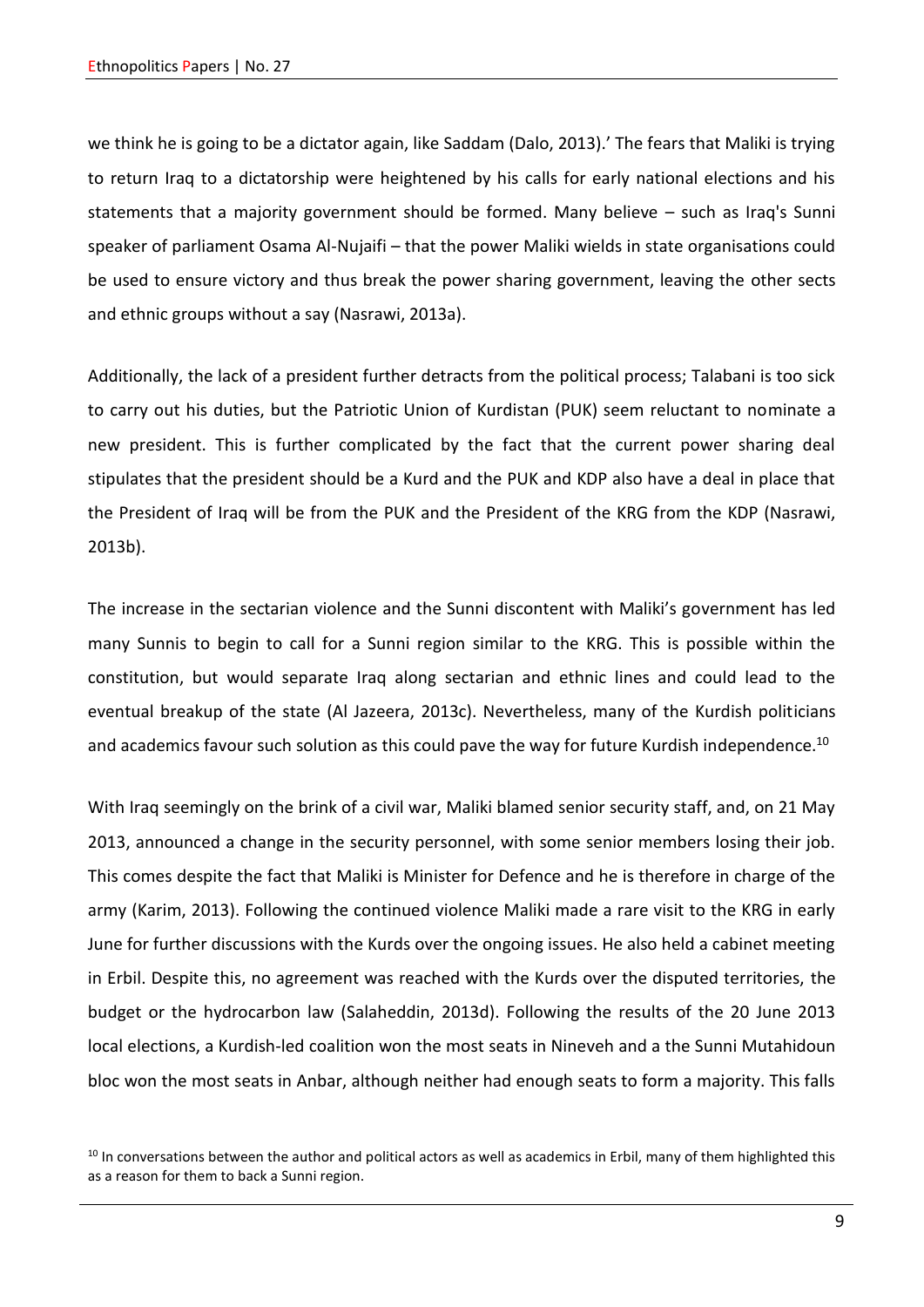we think he is going to be a dictator again, like Saddam (Dalo, 2013).' The fears that Maliki is trying to return Iraq to a dictatorship were heightened by his calls for early national elections and his statements that a majority government should be formed. Many believe – such as Iraq's Sunni speaker of parliament Osama Al-Nujaifi – that the power Maliki wields in state organisations could be used to ensure victory and thus break the power sharing government, leaving the other sects and ethnic groups without a say (Nasrawi, 2013a).

Additionally, the lack of a president further detracts from the political process; Talabani is too sick to carry out his duties, but the Patriotic Union of Kurdistan (PUK) seem reluctant to nominate a new president. This is further complicated by the fact that the current power sharing deal stipulates that the president should be a Kurd and the PUK and KDP also have a deal in place that the President of Iraq will be from the PUK and the President of the KRG from the KDP (Nasrawi, 2013b).

The increase in the sectarian violence and the Sunni discontent with Maliki's government has led many Sunnis to begin to call for a Sunni region similar to the KRG. This is possible within the constitution, but would separate Iraq along sectarian and ethnic lines and could lead to the eventual breakup of the state (Al Jazeera, 2013c). Nevertheless, many of the Kurdish politicians and academics favour such solution as this could pave the way for future Kurdish independence.[10]

With Iraq seemingly on the brink of a civil war, Maliki blamed senior security staff, and, on 21 May 2013, announced a change in the security personnel, with some senior members losing their job. This comes despite the fact that Maliki is Minister for Defence and he is therefore in charge of the army (Karim, 2013). Following the continued violence Maliki made a rare visit to the KRG in early June for further discussions with the Kurds over the ongoing issues. He also held a cabinet meeting in Erbil. Despite this, no agreement was reached with the Kurds over the disputed territories, the budget or the hydrocarbon law (Salaheddin, 2013d). Following the results of the 20 June 2013 local elections, a Kurdish-led coalition won the most seats in Nineveh and a the Sunni Mutahidoun bloc won the most seats in Anbar, although neither had enough seats to form a majority. This falls

[10] In conversations between the author and political actors as well as academics in Erbil, many of them highlighted this as a reason for them to back a Sunni region.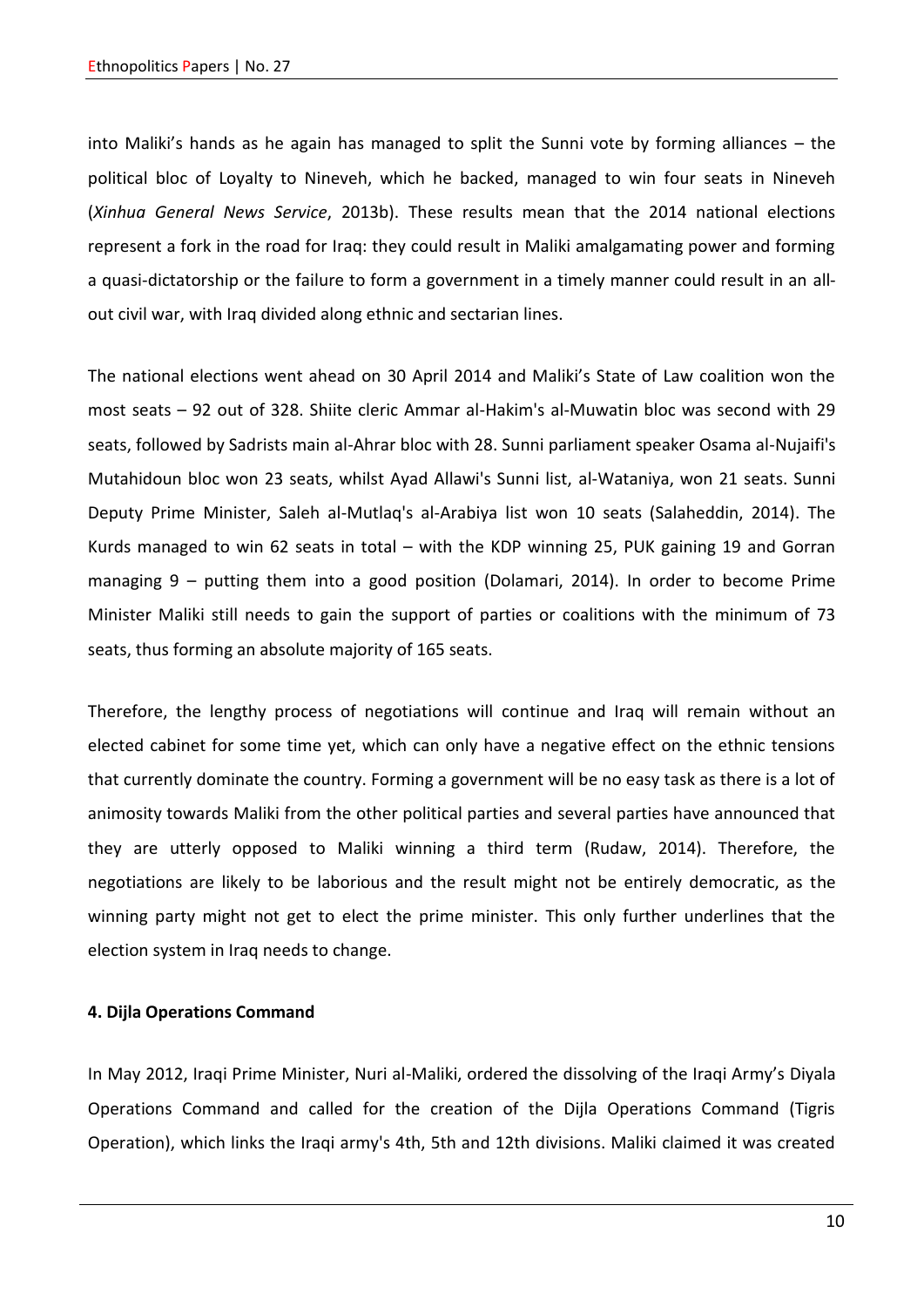into Maliki's hands as he again has managed to split the Sunni vote by forming alliances – the political bloc of Loyalty to Nineveh, which he backed, managed to win four seats in Nineveh (*Xinhua General News Service*, 2013b). These results mean that the 2014 national elections represent a fork in the road for Iraq: they could result in Maliki amalgamating power and forming a quasi-dictatorship or the failure to form a government in a timely manner could result in an all-out civil war, with Iraq divided along ethnic and sectarian lines.

The national elections went ahead on 30 April 2014 and Maliki's State of Law coalition won the most seats – 92 out of 328. Shiite cleric Ammar al-Hakim's al-Muwatin bloc was second with 29 seats, followed by Sadrists main al-Ahrar bloc with 28. Sunni parliament speaker Osama al-Nujaifi's Mutahidoun bloc won 23 seats, whilst Ayad Allawi's Sunni list, al-Wataniya, won 21 seats. Sunni Deputy Prime Minister, Saleh al-Mutlaq's al-Arabiya list won 10 seats (Salaheddin, 2014). The Kurds managed to win 62 seats in total – with the KDP winning 25, PUK gaining 19 and Gorran managing 9 – putting them into a good position (Dolamari, 2014). In order to become Prime Minister Maliki still needs to gain the support of parties or coalitions with the minimum of 73 seats, thus forming an absolute majority of 165 seats.

Therefore, the lengthy process of negotiations will continue and Iraq will remain without an elected cabinet for some time yet, which can only have a negative effect on the ethnic tensions that currently dominate the country. Forming a government will be no easy task as there is a lot of animosity towards Maliki from the other political parties and several parties have announced that they are utterly opposed to Maliki winning a third term (Rudaw, 2014). Therefore, the negotiations are likely to be laborious and the result might not be entirely democratic, as the winning party might not get to elect the prime minister. This only further underlines that the election system in Iraq needs to change.

## 4. Dijla Operations Command

In May 2012, Iraqi Prime Minister, Nuri al-Maliki, ordered the dissolving of the Iraqi Army's Diyala Operations Command and called for the creation of the Dijla Operations Command (Tigris Operation), which links the Iraqi army's 4th, 5th and 12th divisions. Maliki claimed it was created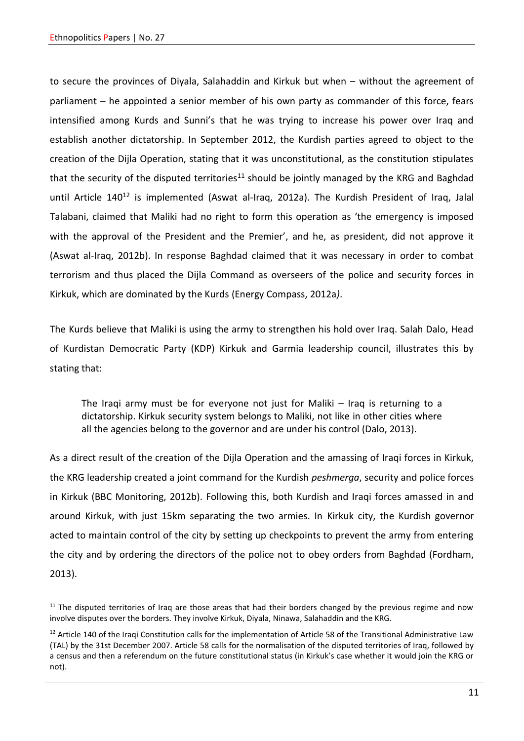to secure the provinces of Diyala, Salahaddin and Kirkuk but when – without the agreement of parliament – he appointed a senior member of his own party as commander of this force, fears intensified among Kurds and Sunni's that he was trying to increase his power over Iraq and establish another dictatorship. In September 2012, the Kurdish parties agreed to object to the creation of the Dijla Operation, stating that it was unconstitutional, as the constitution stipulates that the security of the disputed territories[11] should be jointly managed by the KRG and Baghdad until Article 140[12] is implemented (Aswat al-Iraq, 2012a). The Kurdish President of Iraq, Jalal Talabani, claimed that Maliki had no right to form this operation as 'the emergency is imposed with the approval of the President and the Premier', and he, as president, did not approve it (Aswat al-Iraq, 2012b). In response Baghdad claimed that it was necessary in order to combat terrorism and thus placed the Dijla Command as overseers of the police and security forces in Kirkuk, which are dominated by the Kurds (Energy Compass, 2012a).

The Kurds believe that Maliki is using the army to strengthen his hold over Iraq. Salah Dalo, Head of Kurdistan Democratic Party (KDP) Kirkuk and Garmia leadership council, illustrates this by stating that:

> The Iraqi army must be for everyone not just for Maliki – Iraq is returning to a dictatorship. Kirkuk security system belongs to Maliki, not like in other cities where all the agencies belong to the governor and are under his control (Dalo, 2013).

As a direct result of the creation of the Dijla Operation and the amassing of Iraqi forces in Kirkuk, the KRG leadership created a joint command for the Kurdish *peshmerga*, security and police forces in Kirkuk (BBC Monitoring, 2012b). Following this, both Kurdish and Iraqi forces amassed in and around Kirkuk, with just 15km separating the two armies. In Kirkuk city, the Kurdish governor acted to maintain control of the city by setting up checkpoints to prevent the army from entering the city and by ordering the directors of the police not to obey orders from Baghdad (Fordham, 2013).

[11] The disputed territories of Iraq are those areas that had their borders changed by the previous regime and now involve disputes over the borders. They involve Kirkuk, Diyala, Ninawa, Salahaddin and the KRG.

[12] Article 140 of the Iraqi Constitution calls for the implementation of Article 58 of the Transitional Administrative Law (TAL) by the 31st December 2007. Article 58 calls for the normalisation of the disputed territories of Iraq, followed by a census and then a referendum on the future constitutional status (in Kirkuk's case whether it would join the KRG or not).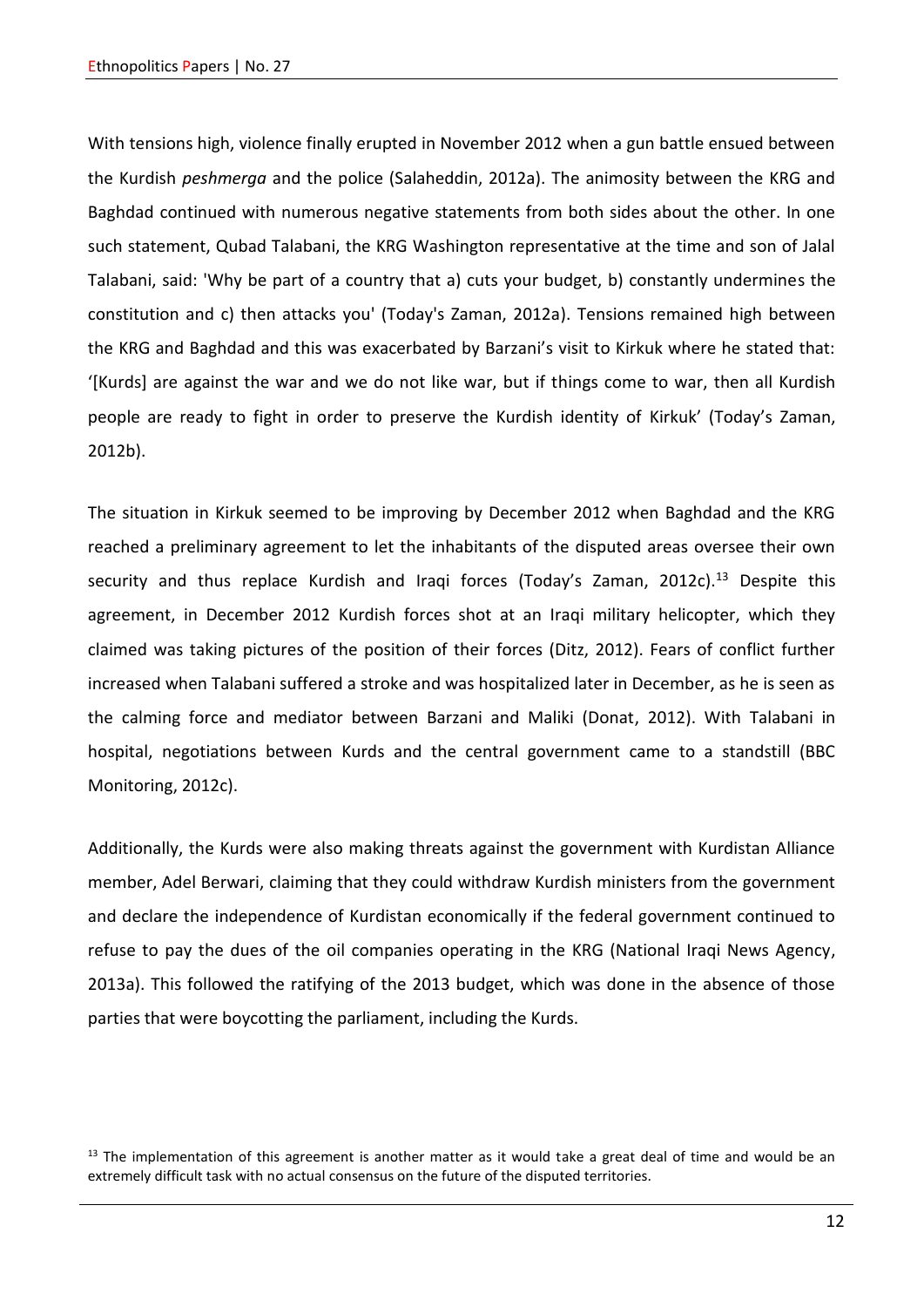With tensions high, violence finally erupted in November 2012 when a gun battle ensued between the Kurdish *peshmerga* and the police (Salaheddin, 2012a). The animosity between the KRG and Baghdad continued with numerous negative statements from both sides about the other. In one such statement, Qubad Talabani, the KRG Washington representative at the time and son of Jalal Talabani, said: 'Why be part of a country that a) cuts your budget, b) constantly undermines the constitution and c) then attacks you' (Today's Zaman, 2012a). Tensions remained high between the KRG and Baghdad and this was exacerbated by Barzani's visit to Kirkuk where he stated that: '[Kurds] are against the war and we do not like war, but if things come to war, then all Kurdish people are ready to fight in order to preserve the Kurdish identity of Kirkuk' (Today's Zaman, 2012b).

The situation in Kirkuk seemed to be improving by December 2012 when Baghdad and the KRG reached a preliminary agreement to let the inhabitants of the disputed areas oversee their own security and thus replace Kurdish and Iraqi forces (Today's Zaman, 2012c).[13] Despite this agreement, in December 2012 Kurdish forces shot at an Iraqi military helicopter, which they claimed was taking pictures of the position of their forces (Ditz, 2012). Fears of conflict further increased when Talabani suffered a stroke and was hospitalized later in December, as he is seen as the calming force and mediator between Barzani and Maliki (Donat, 2012). With Talabani in hospital, negotiations between Kurds and the central government came to a standstill (BBC Monitoring, 2012c).

Additionally, the Kurds were also making threats against the government with Kurdistan Alliance member, Adel Berwari, claiming that they could withdraw Kurdish ministers from the government and declare the independence of Kurdistan economically if the federal government continued to refuse to pay the dues of the oil companies operating in the KRG (National Iraqi News Agency, 2013a). This followed the ratifying of the 2013 budget, which was done in the absence of those parties that were boycotting the parliament, including the Kurds.

[13] The implementation of this agreement is another matter as it would take a great deal of time and would be an extremely difficult task with no actual consensus on the future of the disputed territories.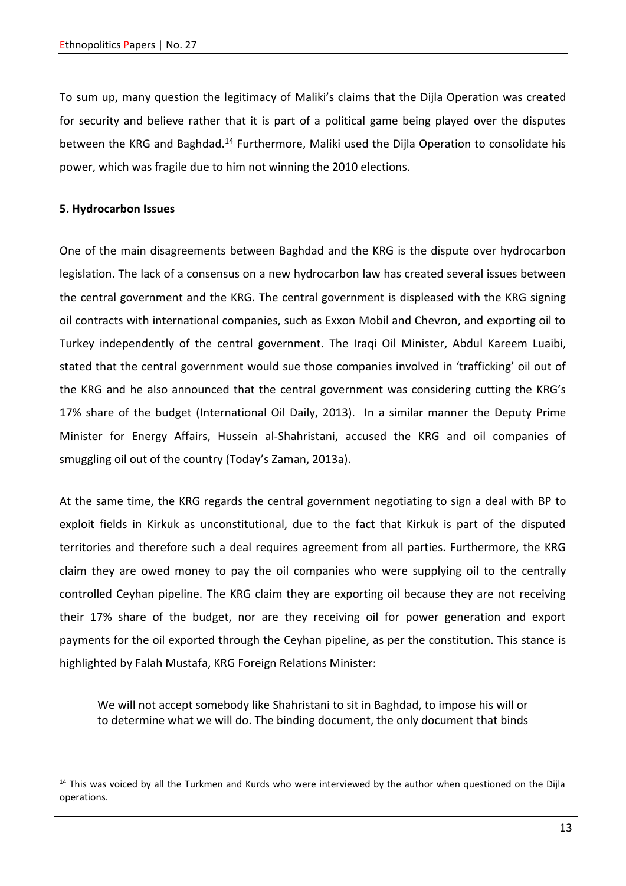To sum up, many question the legitimacy of Maliki's claims that the Dijla Operation was created for security and believe rather that it is part of a political game being played over the disputes between the KRG and Baghdad.[14] Furthermore, Maliki used the Dijla Operation to consolidate his power, which was fragile due to him not winning the 2010 elections.

**5. Hydrocarbon Issues**

One of the main disagreements between Baghdad and the KRG is the dispute over hydrocarbon legislation. The lack of a consensus on a new hydrocarbon law has created several issues between the central government and the KRG. The central government is displeased with the KRG signing oil contracts with international companies, such as Exxon Mobil and Chevron, and exporting oil to Turkey independently of the central government. The Iraqi Oil Minister, Abdul Kareem Luaibi, stated that the central government would sue those companies involved in 'trafficking' oil out of the KRG and he also announced that the central government was considering cutting the KRG's 17% share of the budget (International Oil Daily, 2013). In a similar manner the Deputy Prime Minister for Energy Affairs, Hussein al-Shahristani, accused the KRG and oil companies of smuggling oil out of the country (Today's Zaman, 2013a).

At the same time, the KRG regards the central government negotiating to sign a deal with BP to exploit fields in Kirkuk as unconstitutional, due to the fact that Kirkuk is part of the disputed territories and therefore such a deal requires agreement from all parties. Furthermore, the KRG claim they are owed money to pay the oil companies who were supplying oil to the centrally controlled Ceyhan pipeline. The KRG claim they are exporting oil because they are not receiving their 17% share of the budget, nor are they receiving oil for power generation and export payments for the oil exported through the Ceyhan pipeline, as per the constitution. This stance is highlighted by Falah Mustafa, KRG Foreign Relations Minister:

> We will not accept somebody like Shahristani to sit in Baghdad, to impose his will or to determine what we will do. The binding document, the only document that binds

[14] This was voiced by all the Turkmen and Kurds who were interviewed by the author when questioned on the Dijla operations.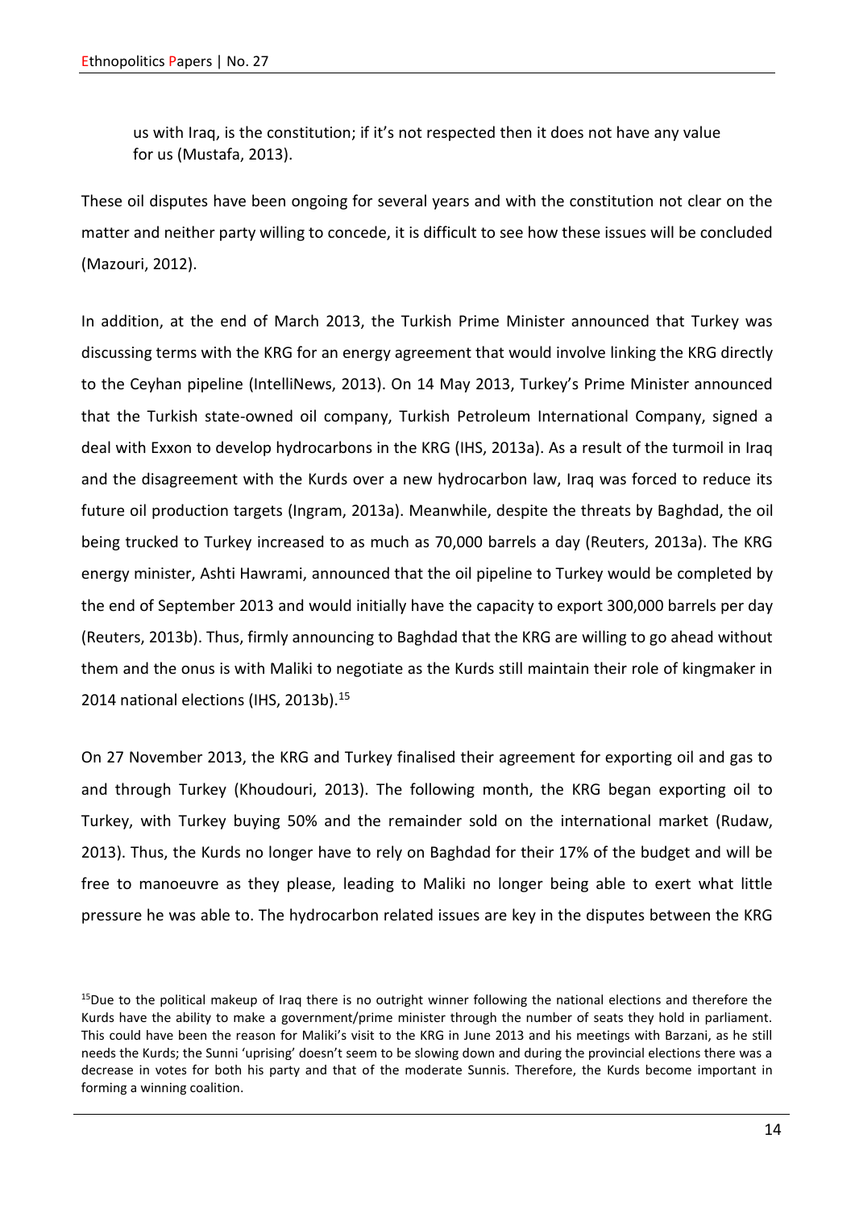us with Iraq, is the constitution; if it's not respected then it does not have any value for us (Mustafa, 2013).

These oil disputes have been ongoing for several years and with the constitution not clear on the matter and neither party willing to concede, it is difficult to see how these issues will be concluded (Mazouri, 2012).

In addition, at the end of March 2013, the Turkish Prime Minister announced that Turkey was discussing terms with the KRG for an energy agreement that would involve linking the KRG directly to the Ceyhan pipeline (IntelliNews, 2013). On 14 May 2013, Turkey's Prime Minister announced that the Turkish state-owned oil company, Turkish Petroleum International Company, signed a deal with Exxon to develop hydrocarbons in the KRG (IHS, 2013a). As a result of the turmoil in Iraq and the disagreement with the Kurds over a new hydrocarbon law, Iraq was forced to reduce its future oil production targets (Ingram, 2013a). Meanwhile, despite the threats by Baghdad, the oil being trucked to Turkey increased to as much as 70,000 barrels a day (Reuters, 2013a). The KRG energy minister, Ashti Hawrami, announced that the oil pipeline to Turkey would be completed by the end of September 2013 and would initially have the capacity to export 300,000 barrels per day (Reuters, 2013b). Thus, firmly announcing to Baghdad that the KRG are willing to go ahead without them and the onus is with Maliki to negotiate as the Kurds still maintain their role of kingmaker in 2014 national elections (IHS, 2013b).[15]

On 27 November 2013, the KRG and Turkey finalised their agreement for exporting oil and gas to and through Turkey (Khoudouri, 2013). The following month, the KRG began exporting oil to Turkey, with Turkey buying 50% and the remainder sold on the international market (Rudaw, 2013). Thus, the Kurds no longer have to rely on Baghdad for their 17% of the budget and will be free to manoeuvre as they please, leading to Maliki no longer being able to exert what little pressure he was able to. The hydrocarbon related issues are key in the disputes between the KRG

[15] Due to the political makeup of Iraq there is no outright winner following the national elections and therefore the Kurds have the ability to make a government/prime minister through the number of seats they hold in parliament. This could have been the reason for Maliki's visit to the KRG in June 2013 and his meetings with Barzani, as he still needs the Kurds; the Sunni 'uprising' doesn't seem to be slowing down and during the provincial elections there was a decrease in votes for both his party and that of the moderate Sunnis. Therefore, the Kurds become important in forming a winning coalition.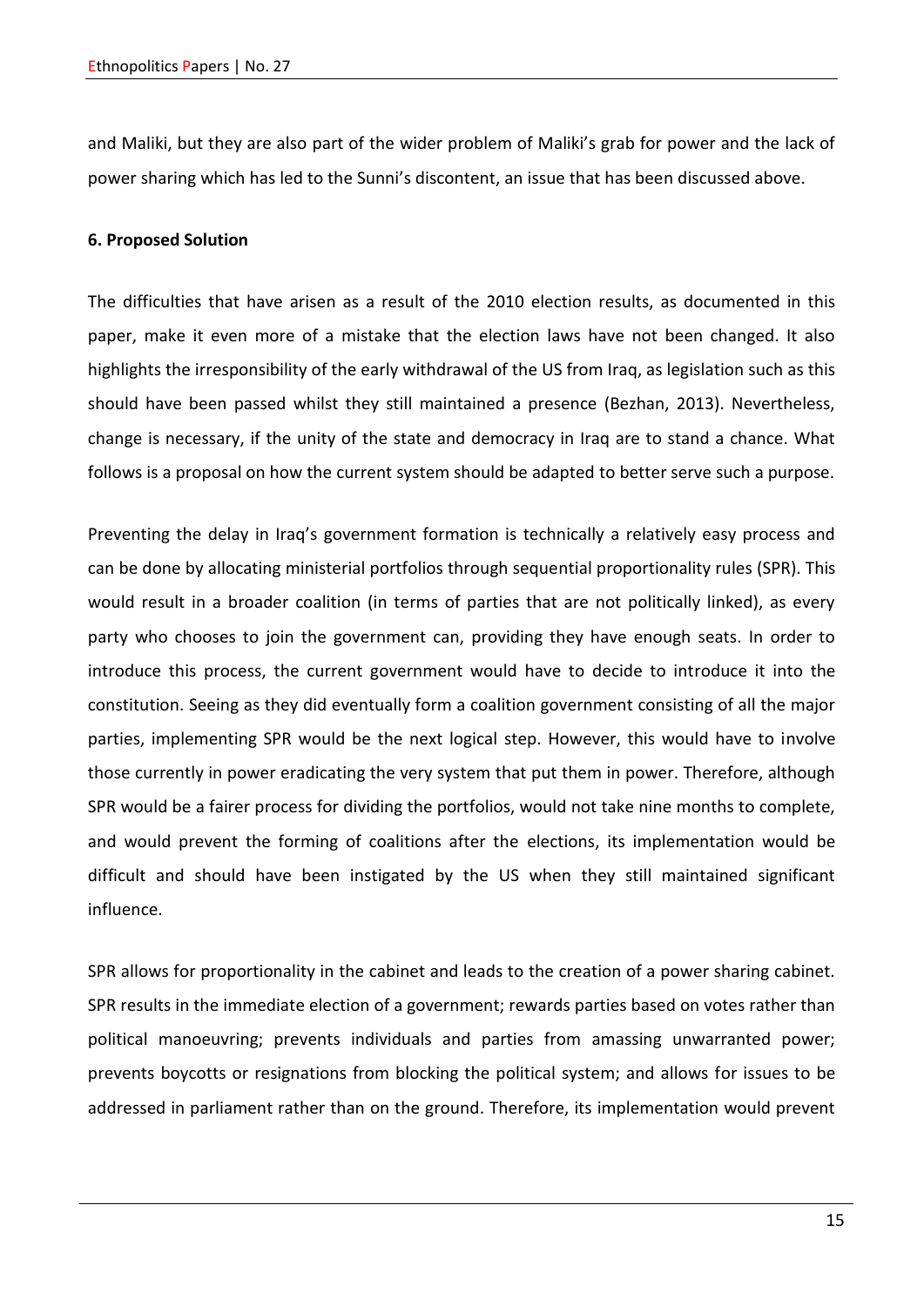and Maliki, but they are also part of the wider problem of Maliki's grab for power and the lack of power sharing which has led to the Sunni's discontent, an issue that has been discussed above.

**6. Proposed Solution**

The difficulties that have arisen as a result of the 2010 election results, as documented in this paper, make it even more of a mistake that the election laws have not been changed. It also highlights the irresponsibility of the early withdrawal of the US from Iraq, as legislation such as this should have been passed whilst they still maintained a presence (Bezhan, 2013). Nevertheless, change is necessary, if the unity of the state and democracy in Iraq are to stand a chance. What follows is a proposal on how the current system should be adapted to better serve such a purpose.

Preventing the delay in Iraq's government formation is technically a relatively easy process and can be done by allocating ministerial portfolios through sequential proportionality rules (SPR). This would result in a broader coalition (in terms of parties that are not politically linked), as every party who chooses to join the government can, providing they have enough seats. In order to introduce this process, the current government would have to decide to introduce it into the constitution. Seeing as they did eventually form a coalition government consisting of all the major parties, implementing SPR would be the next logical step. However, this would have to involve those currently in power eradicating the very system that put them in power. Therefore, although SPR would be a fairer process for dividing the portfolios, would not take nine months to complete, and would prevent the forming of coalitions after the elections, its implementation would be difficult and should have been instigated by the US when they still maintained significant influence.

SPR allows for proportionality in the cabinet and leads to the creation of a power sharing cabinet. SPR results in the immediate election of a government; rewards parties based on votes rather than political manoeuvring; prevents individuals and parties from amassing unwarranted power; prevents boycotts or resignations from blocking the political system; and allows for issues to be addressed in parliament rather than on the ground. Therefore, its implementation would prevent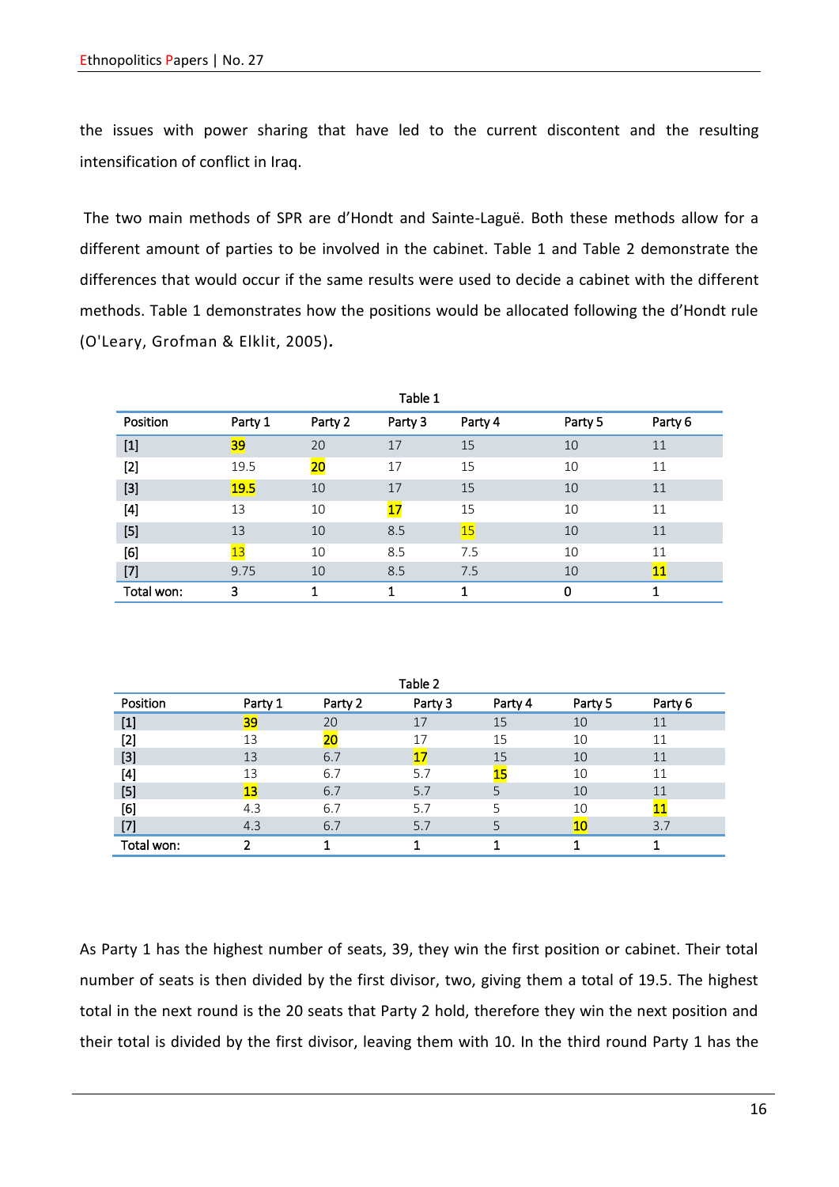the issues with power sharing that have led to the current discontent and the resulting intensification of conflict in Iraq.

The two main methods of SPR are d'Hondt and Sainte-Laguë. Both these methods allow for a different amount of parties to be involved in the cabinet. Table 1 and Table 2 demonstrate the differences that would occur if the same results were used to decide a cabinet with the different methods. Table 1 demonstrates how the positions would be allocated following the d'Hondt rule (O'Leary, Grofman & Elklit, 2005).

Table 1

| Position | Party 1 | Party 2 | Party 3 | Party 4 | Party 5 | Party 6 |
|---|---|---|---|---|---|---|
| [1] | 39 | 20 | 17 | 15 | 10 | 11 |
| [2] | 19.5 | 20 | 17 | 15 | 10 | 11 |
| [3] | 19.5 | 10 | 17 | 15 | 10 | 11 |
| [4] | 13 | 10 | 17 | 15 | 10 | 11 |
| [5] | 13 | 10 | 8.5 | 15 | 10 | 11 |
| [6] | 13 | 10 | 8.5 | 7.5 | 10 | 11 |
| [7] | 9.75 | 10 | 8.5 | 7.5 | 10 | 11 |
| Total won: | 3 | 1 | 1 | 1 | 0 | 1 |

Table 2

| Position | Party 1 | Party 2 | Party 3 | Party 4 | Party 5 | Party 6 |
|---|---|---|---|---|---|---|
| [1] | 39 | 20 | 17 | 15 | 10 | 11 |
| [2] | 13 | 20 | 17 | 15 | 10 | 11 |
| [3] | 13 | 6.7 | 17 | 15 | 10 | 11 |
| [4] | 13 | 6.7 | 5.7 | 15 | 10 | 11 |
| [5] | 13 | 6.7 | 5.7 | 5 | 10 | 11 |
| [6] | 4.3 | 6.7 | 5.7 | 5 | 10 | 11 |
| [7] | 4.3 | 6.7 | 5.7 | 5 | 10 | 3.7 |
| Total won: | 2 | 1 | 1 | 1 | 1 | 1 |

As Party 1 has the highest number of seats, 39, they win the first position or cabinet. Their total number of seats is then divided by the first divisor, two, giving them a total of 19.5. The highest total in the next round is the 20 seats that Party 2 hold, therefore they win the next position and their total is divided by the first divisor, leaving them with 10. In the third round Party 1 has the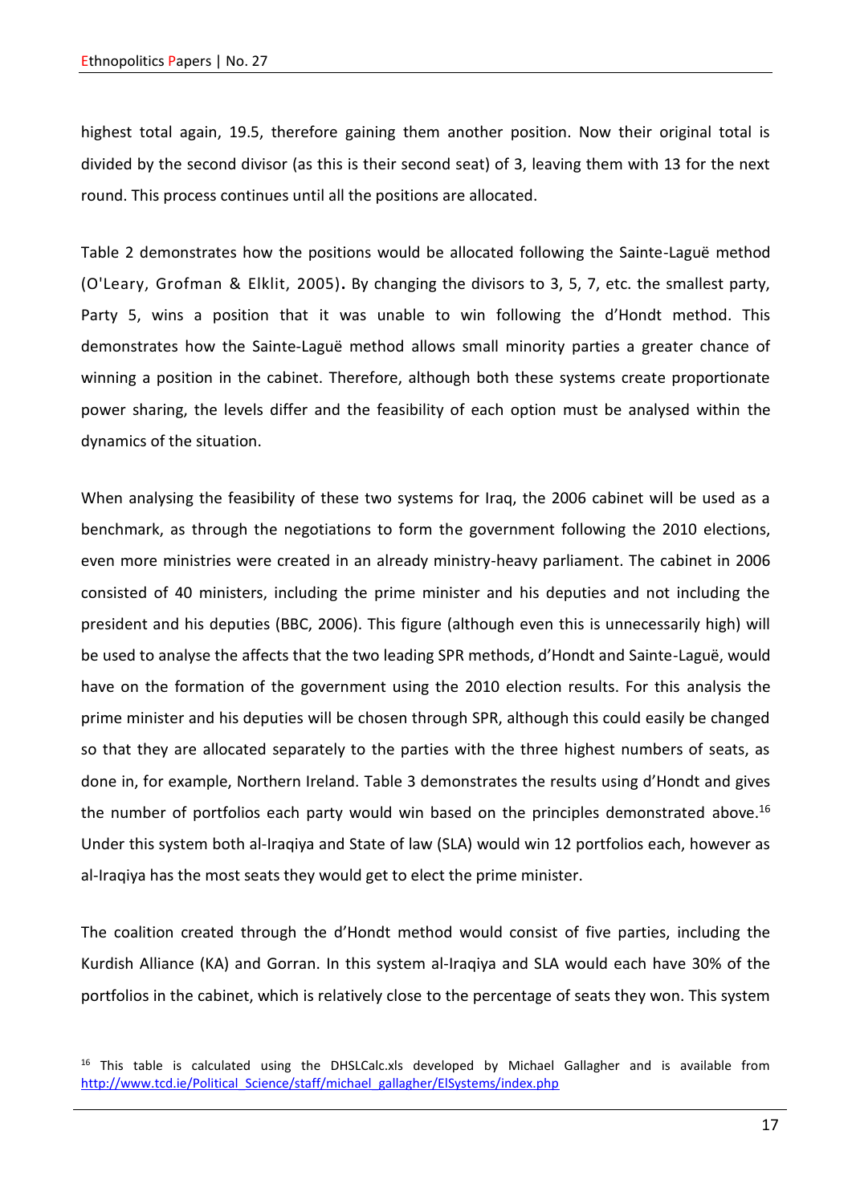highest total again, 19.5, therefore gaining them another position. Now their original total is divided by the second divisor (as this is their second seat) of 3, leaving them with 13 for the next round. This process continues until all the positions are allocated.

Table 2 demonstrates how the positions would be allocated following the Sainte-Laguë method (O'Leary, Grofman & Elklit, 2005). By changing the divisors to 3, 5, 7, etc. the smallest party, Party 5, wins a position that it was unable to win following the d'Hondt method. This demonstrates how the Sainte-Laguë method allows small minority parties a greater chance of winning a position in the cabinet. Therefore, although both these systems create proportionate power sharing, the levels differ and the feasibility of each option must be analysed within the dynamics of the situation.

When analysing the feasibility of these two systems for Iraq, the 2006 cabinet will be used as a benchmark, as through the negotiations to form the government following the 2010 elections, even more ministries were created in an already ministry-heavy parliament. The cabinet in 2006 consisted of 40 ministers, including the prime minister and his deputies and not including the president and his deputies (BBC, 2006). This figure (although even this is unnecessarily high) will be used to analyse the affects that the two leading SPR methods, d'Hondt and Sainte-Laguë, would have on the formation of the government using the 2010 election results. For this analysis the prime minister and his deputies will be chosen through SPR, although this could easily be changed so that they are allocated separately to the parties with the three highest numbers of seats, as done in, for example, Northern Ireland. Table 3 demonstrates the results using d'Hondt and gives the number of portfolios each party would win based on the principles demonstrated above.[16] Under this system both al-Iraqiya and State of law (SLA) would win 12 portfolios each, however as al-Iraqiya has the most seats they would get to elect the prime minister.

The coalition created through the d'Hondt method would consist of five parties, including the Kurdish Alliance (KA) and Gorran. In this system al-Iraqiya and SLA would each have 30% of the portfolios in the cabinet, which is relatively close to the percentage of seats they won. This system

[16] This table is calculated using the DHSLCalc.xls developed by Michael Gallagher and is available from http://www.tcd.ie/Political_Science/staff/michael_gallagher/ElSystems/index.php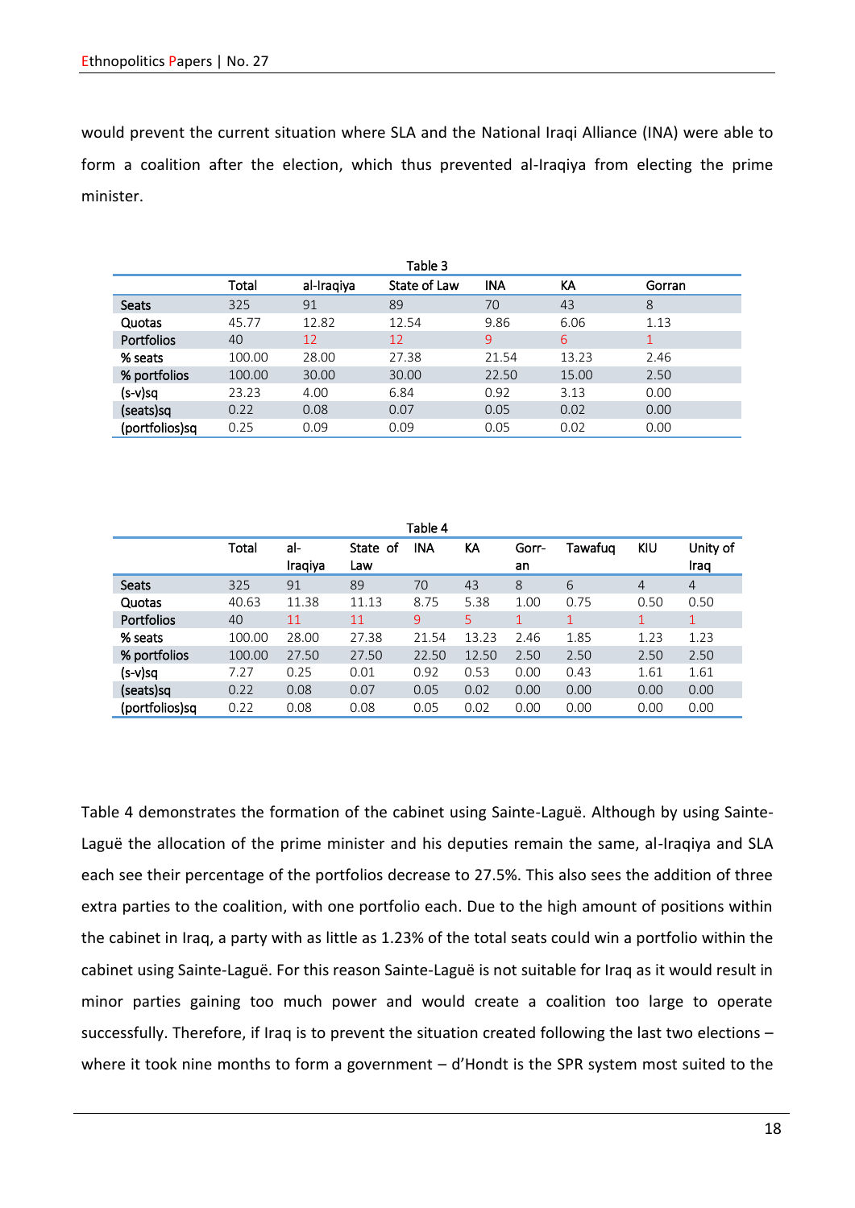would prevent the current situation where SLA and the National Iraqi Alliance (INA) were able to form a coalition after the election, which thus prevented al-Iraqiya from electing the prime minister.

Table 3

| | Total | al-Iraqiya | State of Law | INA | KA | Gorran |
|---|---|---|---|---|---|---|
| **Seats** | 325 | 91 | 89 | 70 | 43 | 8 |
| **Quotas** | 45.77 | 12.82 | 12.54 | 9.86 | 6.06 | 1.13 |
| **Portfolios** | 40 | 12 | 12 | 9 | 6 | 1 |
| **% seats** | 100.00 | 28.00 | 27.38 | 21.54 | 13.23 | 2.46 |
| **% portfolios** | 100.00 | 30.00 | 30.00 | 22.50 | 15.00 | 2.50 |
| **(s-v)sq** | 23.23 | 4.00 | 6.84 | 0.92 | 3.13 | 0.00 |
| **(seats)sq** | 0.22 | 0.08 | 0.07 | 0.05 | 0.02 | 0.00 |
| **(portfolios)sq** | 0.25 | 0.09 | 0.09 | 0.05 | 0.02 | 0.00 |

Table 4

| | Total | al-Iraqiya | State of Law | INA | KA | Gorr-an | Tawafuq | KIU | Unity of Iraq |
|---|---|---|---|---|---|---|---|---|---|
| **Seats** | 325 | 91 | 89 | 70 | 43 | 8 | 6 | 4 | 4 |
| **Quotas** | 40.63 | 11.38 | 11.13 | 8.75 | 5.38 | 1.00 | 0.75 | 0.50 | 0.50 |
| **Portfolios** | 40 | 11 | 11 | 9 | 5 | 1 | 1 | 1 | 1 |
| **% seats** | 100.00 | 28.00 | 27.38 | 21.54 | 13.23 | 2.46 | 1.85 | 1.23 | 1.23 |
| **% portfolios** | 100.00 | 27.50 | 27.50 | 22.50 | 12.50 | 2.50 | 2.50 | 2.50 | 2.50 |
| **(s-v)sq** | 7.27 | 0.25 | 0.01 | 0.92 | 0.53 | 0.00 | 0.43 | 1.61 | 1.61 |
| **(seats)sq** | 0.22 | 0.08 | 0.07 | 0.05 | 0.02 | 0.00 | 0.00 | 0.00 | 0.00 |
| **(portfolios)sq** | 0.22 | 0.08 | 0.08 | 0.05 | 0.02 | 0.00 | 0.00 | 0.00 | 0.00 |

Table 4 demonstrates the formation of the cabinet using Sainte-Laguë. Although by using Sainte-Laguë the allocation of the prime minister and his deputies remain the same, al-Iraqiya and SLA each see their percentage of the portfolios decrease to 27.5%. This also sees the addition of three extra parties to the coalition, with one portfolio each. Due to the high amount of positions within the cabinet in Iraq, a party with as little as 1.23% of the total seats could win a portfolio within the cabinet using Sainte-Laguë. For this reason Sainte-Laguë is not suitable for Iraq as it would result in minor parties gaining too much power and would create a coalition too large to operate successfully. Therefore, if Iraq is to prevent the situation created following the last two elections – where it took nine months to form a government – d'Hondt is the SPR system most suited to the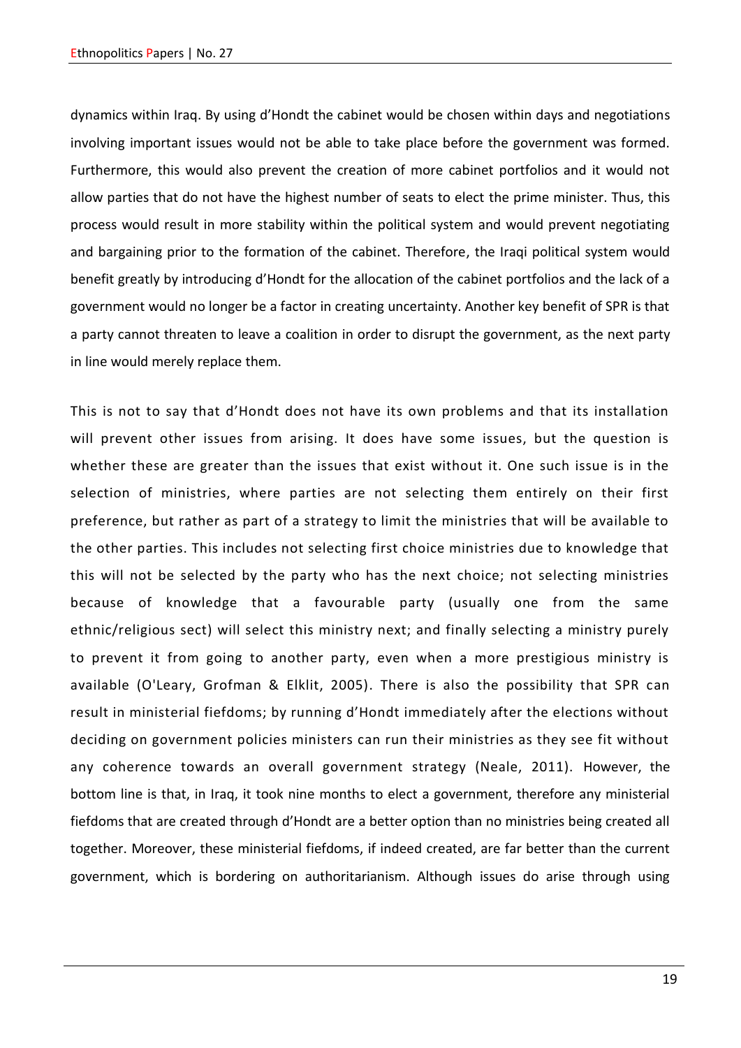dynamics within Iraq. By using d'Hondt the cabinet would be chosen within days and negotiations involving important issues would not be able to take place before the government was formed. Furthermore, this would also prevent the creation of more cabinet portfolios and it would not allow parties that do not have the highest number of seats to elect the prime minister. Thus, this process would result in more stability within the political system and would prevent negotiating and bargaining prior to the formation of the cabinet. Therefore, the Iraqi political system would benefit greatly by introducing d'Hondt for the allocation of the cabinet portfolios and the lack of a government would no longer be a factor in creating uncertainty. Another key benefit of SPR is that a party cannot threaten to leave a coalition in order to disrupt the government, as the next party in line would merely replace them.

This is not to say that d'Hondt does not have its own problems and that its installation will prevent other issues from arising. It does have some issues, but the question is whether these are greater than the issues that exist without it. One such issue is in the selection of ministries, where parties are not selecting them entirely on their first preference, but rather as part of a strategy to limit the ministries that will be available to the other parties. This includes not selecting first choice ministries due to knowledge that this will not be selected by the party who has the next choice; not selecting ministries because of knowledge that a favourable party (usually one from the same ethnic/religious sect) will select this ministry next; and finally selecting a ministry purely to prevent it from going to another party, even when a more prestigious ministry is available (O'Leary, Grofman & Elklit, 2005). There is also the possibility that SPR can result in ministerial fiefdoms; by running d'Hondt immediately after the elections without deciding on government policies ministers can run their ministries as they see fit without any coherence towards an overall government strategy (Neale, 2011). However, the bottom line is that, in Iraq, it took nine months to elect a government, therefore any ministerial fiefdoms that are created through d'Hondt are a better option than no ministries being created all together. Moreover, these ministerial fiefdoms, if indeed created, are far better than the current government, which is bordering on authoritarianism. Although issues do arise through using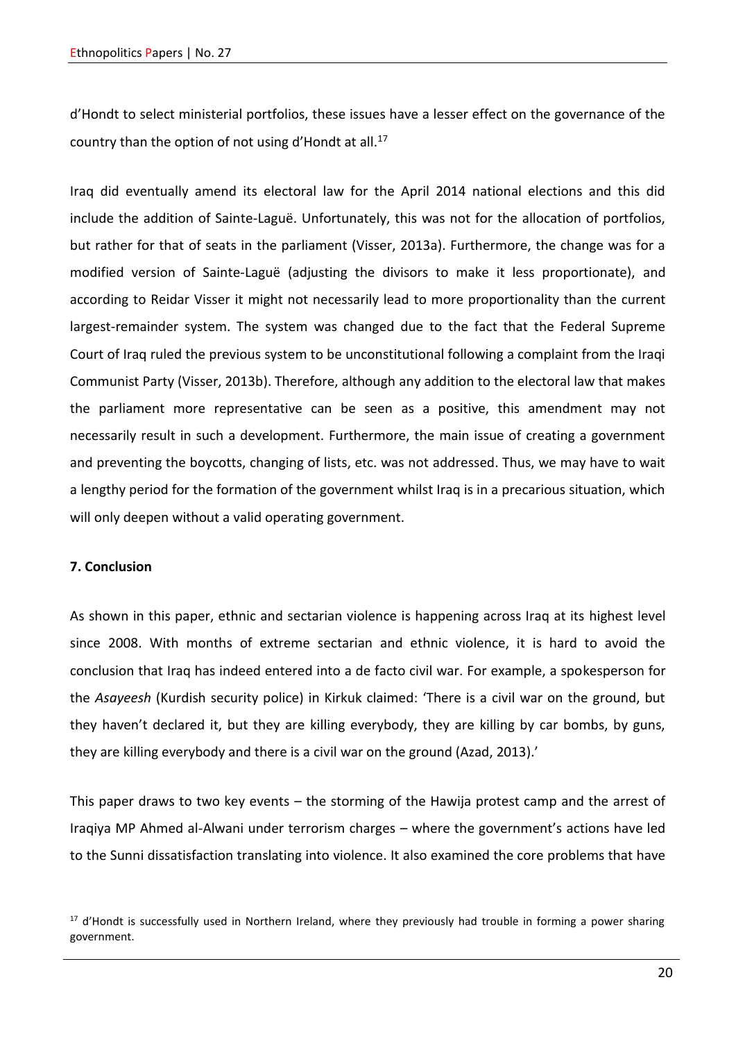d'Hondt to select ministerial portfolios, these issues have a lesser effect on the governance of the country than the option of not using d'Hondt at all.[17]

Iraq did eventually amend its electoral law for the April 2014 national elections and this did include the addition of Sainte-Laguë. Unfortunately, this was not for the allocation of portfolios, but rather for that of seats in the parliament (Visser, 2013a). Furthermore, the change was for a modified version of Sainte-Laguë (adjusting the divisors to make it less proportionate), and according to Reidar Visser it might not necessarily lead to more proportionality than the current largest-remainder system. The system was changed due to the fact that the Federal Supreme Court of Iraq ruled the previous system to be unconstitutional following a complaint from the Iraqi Communist Party (Visser, 2013b). Therefore, although any addition to the electoral law that makes the parliament more representative can be seen as a positive, this amendment may not necessarily result in such a development. Furthermore, the main issue of creating a government and preventing the boycotts, changing of lists, etc. was not addressed. Thus, we may have to wait a lengthy period for the formation of the government whilst Iraq is in a precarious situation, which will only deepen without a valid operating government.

## 7. Conclusion

As shown in this paper, ethnic and sectarian violence is happening across Iraq at its highest level since 2008. With months of extreme sectarian and ethnic violence, it is hard to avoid the conclusion that Iraq has indeed entered into a de facto civil war. For example, a spokesperson for the *Asayeesh* (Kurdish security police) in Kirkuk claimed: 'There is a civil war on the ground, but they haven't declared it, but they are killing everybody, they are killing by car bombs, by guns, they are killing everybody and there is a civil war on the ground (Azad, 2013).'

This paper draws to two key events – the storming of the Hawija protest camp and the arrest of Iraqiya MP Ahmed al-Alwani under terrorism charges – where the government's actions have led to the Sunni dissatisfaction translating into violence. It also examined the core problems that have

[17] d'Hondt is successfully used in Northern Ireland, where they previously had trouble in forming a power sharing government.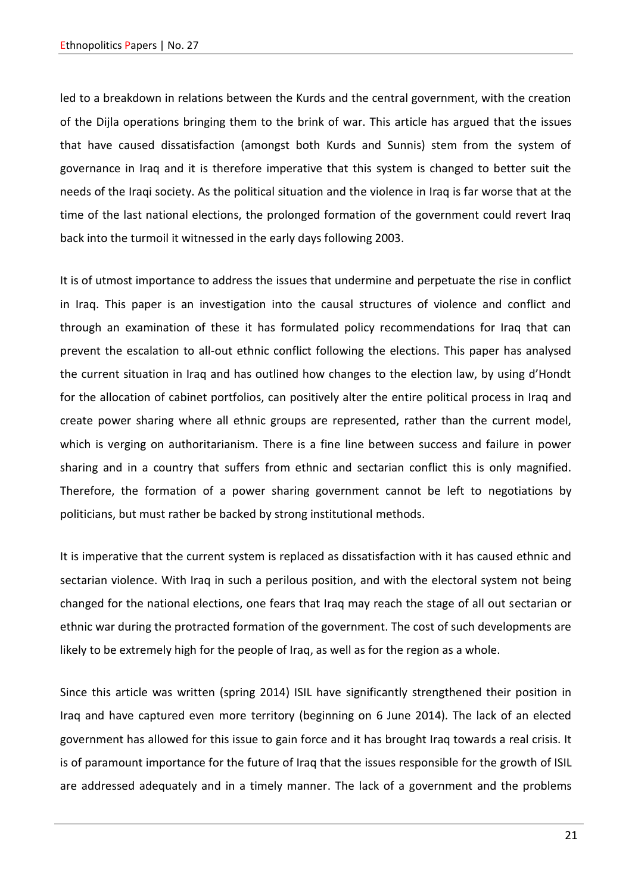led to a breakdown in relations between the Kurds and the central government, with the creation of the Dijla operations bringing them to the brink of war. This article has argued that the issues that have caused dissatisfaction (amongst both Kurds and Sunnis) stem from the system of governance in Iraq and it is therefore imperative that this system is changed to better suit the needs of the Iraqi society. As the political situation and the violence in Iraq is far worse that at the time of the last national elections, the prolonged formation of the government could revert Iraq back into the turmoil it witnessed in the early days following 2003.

It is of utmost importance to address the issues that undermine and perpetuate the rise in conflict in Iraq. This paper is an investigation into the causal structures of violence and conflict and through an examination of these it has formulated policy recommendations for Iraq that can prevent the escalation to all-out ethnic conflict following the elections. This paper has analysed the current situation in Iraq and has outlined how changes to the election law, by using d'Hondt for the allocation of cabinet portfolios, can positively alter the entire political process in Iraq and create power sharing where all ethnic groups are represented, rather than the current model, which is verging on authoritarianism. There is a fine line between success and failure in power sharing and in a country that suffers from ethnic and sectarian conflict this is only magnified. Therefore, the formation of a power sharing government cannot be left to negotiations by politicians, but must rather be backed by strong institutional methods.

It is imperative that the current system is replaced as dissatisfaction with it has caused ethnic and sectarian violence. With Iraq in such a perilous position, and with the electoral system not being changed for the national elections, one fears that Iraq may reach the stage of all out sectarian or ethnic war during the protracted formation of the government. The cost of such developments are likely to be extremely high for the people of Iraq, as well as for the region as a whole.

Since this article was written (spring 2014) ISIL have significantly strengthened their position in Iraq and have captured even more territory (beginning on 6 June 2014). The lack of an elected government has allowed for this issue to gain force and it has brought Iraq towards a real crisis. It is of paramount importance for the future of Iraq that the issues responsible for the growth of ISIL are addressed adequately and in a timely manner. The lack of a government and the problems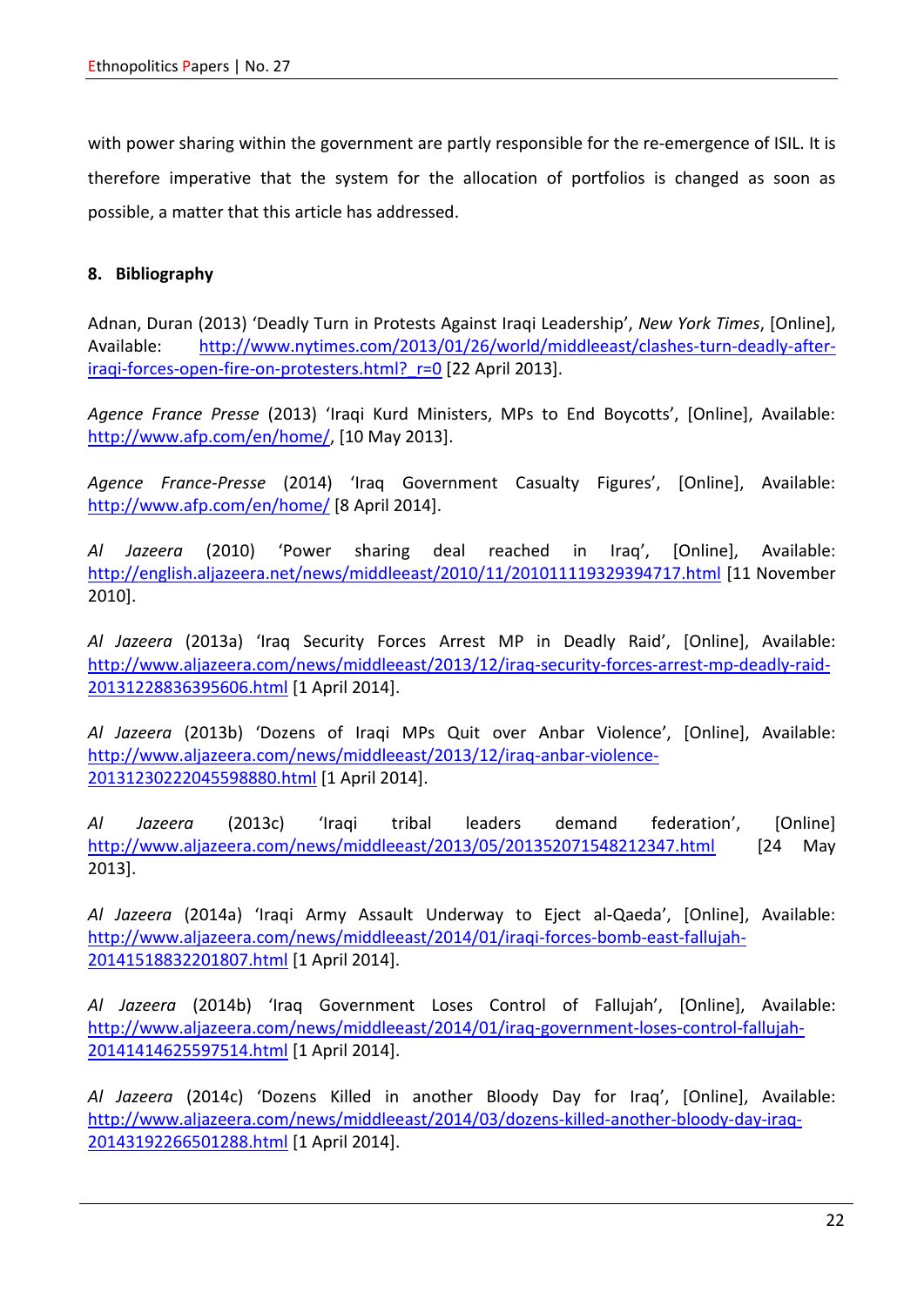with power sharing within the government are partly responsible for the re-emergence of ISIL. It is therefore imperative that the system for the allocation of portfolios is changed as soon as possible, a matter that this article has addressed.

## 8. Bibliography

Adnan, Duran (2013) 'Deadly Turn in Protests Against Iraqi Leadership', *New York Times*, [Online], Available: http://www.nytimes.com/2013/01/26/world/middleeast/clashes-turn-deadly-after-iraqi-forces-open-fire-on-protesters.html?_r=0 [22 April 2013].

*Agence France Presse* (2013) 'Iraqi Kurd Ministers, MPs to End Boycotts', [Online], Available: http://www.afp.com/en/home/, [10 May 2013].

*Agence France-Presse* (2014) 'Iraq Government Casualty Figures', [Online], Available: http://www.afp.com/en/home/ [8 April 2014].

*Al Jazeera* (2010) 'Power sharing deal reached in Iraq', [Online], Available: http://english.aljazeera.net/news/middleeast/2010/11/201011119329394717.html [11 November 2010].

*Al Jazeera* (2013a) 'Iraq Security Forces Arrest MP in Deadly Raid', [Online], Available: http://www.aljazeera.com/news/middleeast/2013/12/iraq-security-forces-arrest-mp-deadly-raid-20131228836395606.html [1 April 2014].

*Al Jazeera* (2013b) 'Dozens of Iraqi MPs Quit over Anbar Violence', [Online], Available: http://www.aljazeera.com/news/middleeast/2013/12/iraq-anbar-violence-2013123022204559880.html [1 April 2014].

*Al Jazeera* (2013c) 'Iraqi tribal leaders demand federation', [Online] http://www.aljazeera.com/news/middleeast/2013/05/201352071548212347.html [24 May 2013].

*Al Jazeera* (2014a) 'Iraqi Army Assault Underway to Eject al-Qaeda', [Online], Available: http://www.aljazeera.com/news/middleeast/2014/01/iraqi-forces-bomb-east-fallujah-20141518832201807.html [1 April 2014].

*Al Jazeera* (2014b) 'Iraq Government Loses Control of Fallujah', [Online], Available: http://www.aljazeera.com/news/middleeast/2014/01/iraq-government-loses-control-fallujah-20141414625597514.html [1 April 2014].

*Al Jazeera* (2014c) 'Dozens Killed in another Bloody Day for Iraq', [Online], Available: http://www.aljazeera.com/news/middleeast/2014/03/dozens-killed-another-bloody-day-iraq-20143192266501288.html [1 April 2014].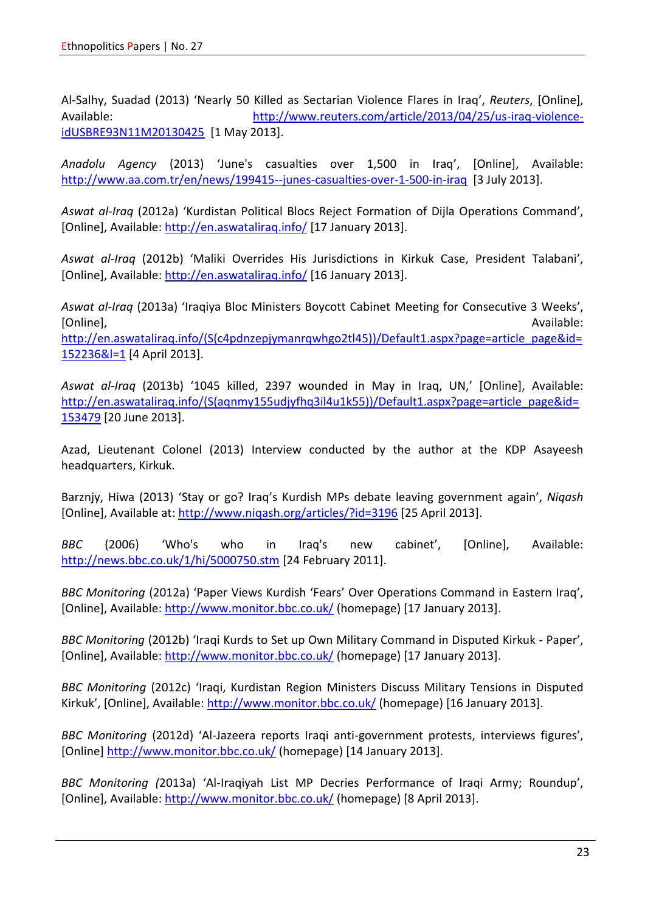Al-Salhy, Suadad (2013) ‘Nearly 50 Killed as Sectarian Violence Flares in Iraq’, *Reuters*, [Online], Available: http://www.reuters.com/article/2013/04/25/us-iraq-violence-idUSBRE93N11M20130425 [1 May 2013].

*Anadolu Agency* (2013) ‘June's casualties over 1,500 in Iraq’, [Online], Available: http://www.aa.com.tr/en/news/199415--junes-casualties-over-1-500-in-iraq [3 July 2013].

*Aswat al-Iraq* (2012a) ‘Kurdistan Political Blocs Reject Formation of Dijla Operations Command’, [Online], Available: http://en.aswataliraq.info/ [17 January 2013].

*Aswat al-Iraq* (2012b) ‘Maliki Overrides His Jurisdictions in Kirkuk Case, President Talabani’, [Online], Available: http://en.aswataliraq.info/ [16 January 2013].

*Aswat al-Iraq* (2013a) ‘Iraqiya Bloc Ministers Boycott Cabinet Meeting for Consecutive 3 Weeks’, [Online], Available: http://en.aswataliraq.info/(S(c4pdnzepjymanrqwhgo2tl45))/Default1.aspx?page=article_page&id=152236&l=1 [4 April 2013].

*Aswat al-Iraq* (2013b) ‘1045 killed, 2397 wounded in May in Iraq, UN,’ [Online], Available: http://en.aswataliraq.info/(S(aqnmy155udjyfhq3il4u1k55))/Default1.aspx?page=article_page&id=153479 [20 June 2013].

Azad, Lieutenant Colonel (2013) Interview conducted by the author at the KDP Asayeesh headquarters, Kirkuk.

Barznjy, Hiwa (2013) ‘Stay or go? Iraq’s Kurdish MPs debate leaving government again’, *Niqash* [Online], Available at: http://www.niqash.org/articles/?id=3196 [25 April 2013].

*BBC* (2006) ‘Who's who in Iraq's new cabinet’, [Online], Available: http://news.bbc.co.uk/1/hi/5000750.stm [24 February 2011].

*BBC Monitoring* (2012a) ‘Paper Views Kurdish ‘Fears’ Over Operations Command in Eastern Iraq’, [Online], Available: http://www.monitor.bbc.co.uk/ (homepage) [17 January 2013].

*BBC Monitoring* (2012b) ‘Iraqi Kurds to Set up Own Military Command in Disputed Kirkuk - Paper’, [Online], Available: http://www.monitor.bbc.co.uk/ (homepage) [17 January 2013].

*BBC Monitoring* (2012c) ‘Iraqi, Kurdistan Region Ministers Discuss Military Tensions in Disputed Kirkuk’, [Online], Available: http://www.monitor.bbc.co.uk/ (homepage) [16 January 2013].

*BBC Monitoring* (2012d) ‘Al-Jazeera reports Iraqi anti-government protests, interviews figures’, [Online] http://www.monitor.bbc.co.uk/ (homepage) [14 January 2013].

*BBC Monitoring (*2013a) ‘Al-Iraqiyah List MP Decries Performance of Iraqi Army; Roundup’, [Online], Available: http://www.monitor.bbc.co.uk/ (homepage) [8 April 2013].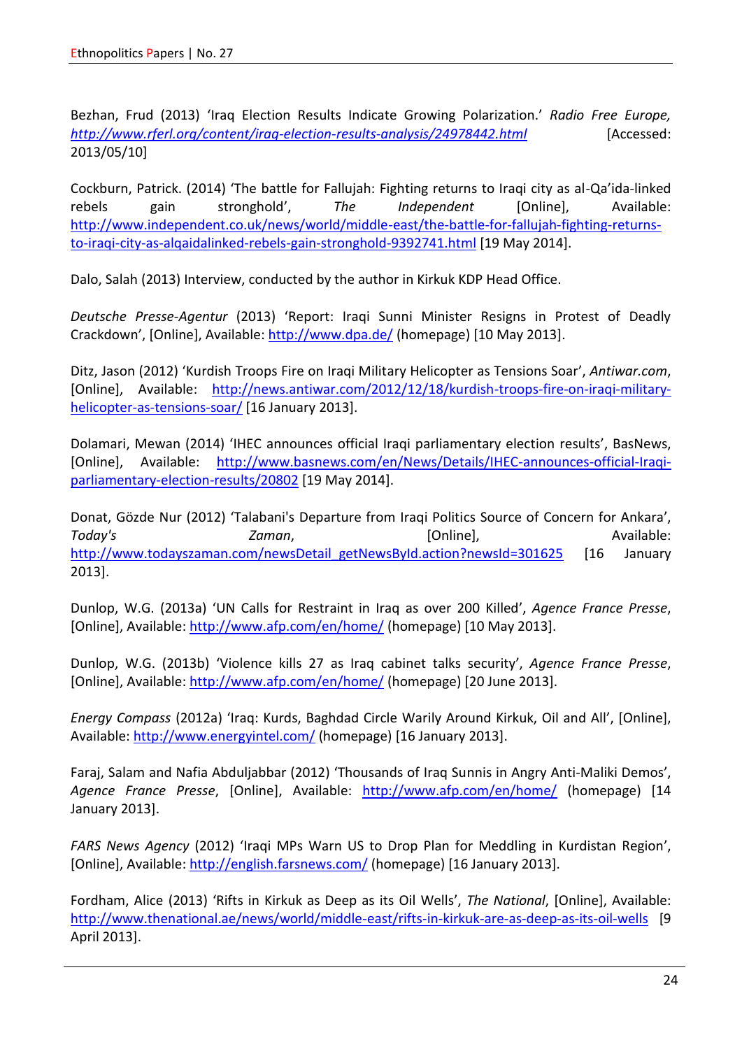Bezhan, Frud (2013) 'Iraq Election Results Indicate Growing Polarization.' *Radio Free Europe,* http://www.rferl.org/content/iraq-election-results-analysis/24978442.html [Accessed: 2013/05/10]

Cockburn, Patrick. (2014) 'The battle for Fallujah: Fighting returns to Iraqi city as al-Qa'ida-linked rebels gain stronghold', *The Independent* [Online], Available: http://www.independent.co.uk/news/world/middle-east/the-battle-for-fallujah-fighting-returns-to-iraqi-city-as-alqaidalinked-rebels-gain-stronghold-9392741.html [19 May 2014].

Dalo, Salah (2013) Interview, conducted by the author in Kirkuk KDP Head Office.

*Deutsche Presse-Agentur* (2013) 'Report: Iraqi Sunni Minister Resigns in Protest of Deadly Crackdown', [Online], Available: http://www.dpa.de/ (homepage) [10 May 2013].

Ditz, Jason (2012) 'Kurdish Troops Fire on Iraqi Military Helicopter as Tensions Soar', *Antiwar.com*, [Online], Available: http://news.antiwar.com/2012/12/18/kurdish-troops-fire-on-iraqi-military-helicopter-as-tensions-soar/ [16 January 2013].

Dolamari, Mewan (2014) 'IHEC announces official Iraqi parliamentary election results', BasNews, [Online], Available: http://www.basnews.com/en/News/Details/IHEC-announces-official-Iraqi-parliamentary-election-results/20802 [19 May 2014].

Donat, Gözde Nur (2012) 'Talabani's Departure from Iraqi Politics Source of Concern for Ankara', *Today's Zaman*, [Online], Available: http://www.todayszaman.com/newsDetail_getNewsById.action?newsId=301625 [16 January 2013].

Dunlop, W.G. (2013a) 'UN Calls for Restraint in Iraq as over 200 Killed', *Agence France Presse*, [Online], Available: http://www.afp.com/en/home/ (homepage) [10 May 2013].

Dunlop, W.G. (2013b) 'Violence kills 27 as Iraq cabinet talks security', *Agence France Presse*, [Online], Available: http://www.afp.com/en/home/ (homepage) [20 June 2013].

*Energy Compass* (2012a) 'Iraq: Kurds, Baghdad Circle Warily Around Kirkuk, Oil and All', [Online], Available: http://www.energyintel.com/ (homepage) [16 January 2013].

Faraj, Salam and Nafia Abduljabbar (2012) 'Thousands of Iraq Sunnis in Angry Anti-Maliki Demos', *Agence France Presse*, [Online], Available: http://www.afp.com/en/home/ (homepage) [14 January 2013].

*FARS News Agency* (2012) 'Iraqi MPs Warn US to Drop Plan for Meddling in Kurdistan Region', [Online], Available: http://english.farsnews.com/ (homepage) [16 January 2013].

Fordham, Alice (2013) 'Rifts in Kirkuk as Deep as its Oil Wells', *The National*, [Online], Available: http://www.thenational.ae/news/world/middle-east/rifts-in-kirkuk-are-as-deep-as-its-oil-wells [9 April 2013].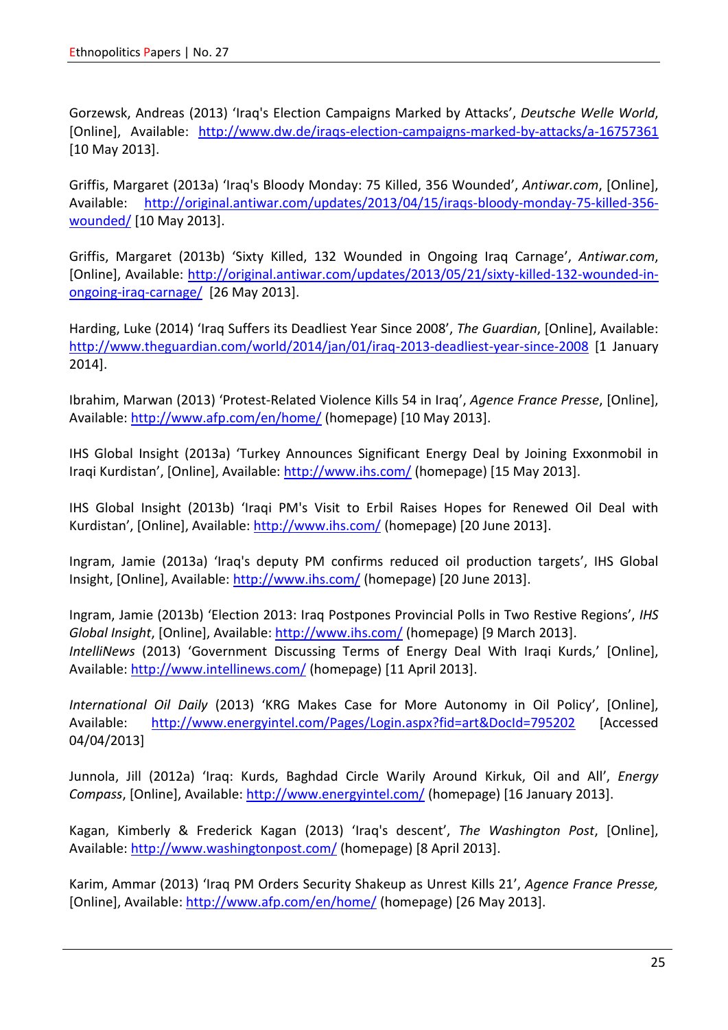Gorzewsk, Andreas (2013) 'Iraq's Election Campaigns Marked by Attacks', *Deutsche Welle World*, [Online], Available: http://www.dw.de/iraqs-election-campaigns-marked-by-attacks/a-16757361 [10 May 2013].

Griffis, Margaret (2013a) 'Iraq's Bloody Monday: 75 Killed, 356 Wounded', *Antiwar.com*, [Online], Available: http://original.antiwar.com/updates/2013/04/15/iraqs-bloody-monday-75-killed-356-wounded/ [10 May 2013].

Griffis, Margaret (2013b) 'Sixty Killed, 132 Wounded in Ongoing Iraq Carnage', *Antiwar.com*, [Online], Available: http://original.antiwar.com/updates/2013/05/21/sixty-killed-132-wounded-in-ongoing-iraq-carnage/ [26 May 2013].

Harding, Luke (2014) 'Iraq Suffers its Deadliest Year Since 2008', *The Guardian*, [Online], Available: http://www.theguardian.com/world/2014/jan/01/iraq-2013-deadliest-year-since-2008 [1 January 2014].

Ibrahim, Marwan (2013) 'Protest-Related Violence Kills 54 in Iraq', *Agence France Presse*, [Online], Available: http://www.afp.com/en/home/ (homepage) [10 May 2013].

IHS Global Insight (2013a) 'Turkey Announces Significant Energy Deal by Joining Exxonmobil in Iraqi Kurdistan', [Online], Available: http://www.ihs.com/ (homepage) [15 May 2013].

IHS Global Insight (2013b) 'Iraqi PM's Visit to Erbil Raises Hopes for Renewed Oil Deal with Kurdistan', [Online], Available: http://www.ihs.com/ (homepage) [20 June 2013].

Ingram, Jamie (2013a) 'Iraq's deputy PM confirms reduced oil production targets', IHS Global Insight, [Online], Available: http://www.ihs.com/ (homepage) [20 June 2013].

Ingram, Jamie (2013b) 'Election 2013: Iraq Postpones Provincial Polls in Two Restive Regions', *IHS Global Insight*, [Online], Available: http://www.ihs.com/ (homepage) [9 March 2013].

*IntelliNews* (2013) 'Government Discussing Terms of Energy Deal With Iraqi Kurds,' [Online], Available: http://www.intellinews.com/ (homepage) [11 April 2013].

*International Oil Daily* (2013) 'KRG Makes Case for More Autonomy in Oil Policy', [Online], Available: http://www.energyintel.com/Pages/Login.aspx?fid=art&DocId=795202 [Accessed 04/04/2013]

Junnola, Jill (2012a) 'Iraq: Kurds, Baghdad Circle Warily Around Kirkuk, Oil and All', *Energy Compass*, [Online], Available: http://www.energyintel.com/ (homepage) [16 January 2013].

Kagan, Kimberly & Frederick Kagan (2013) 'Iraq's descent', *The Washington Post*, [Online], Available: http://www.washingtonpost.com/ (homepage) [8 April 2013].

Karim, Ammar (2013) 'Iraq PM Orders Security Shakeup as Unrest Kills 21', *Agence France Presse,* [Online], Available: http://www.afp.com/en/home/ (homepage) [26 May 2013].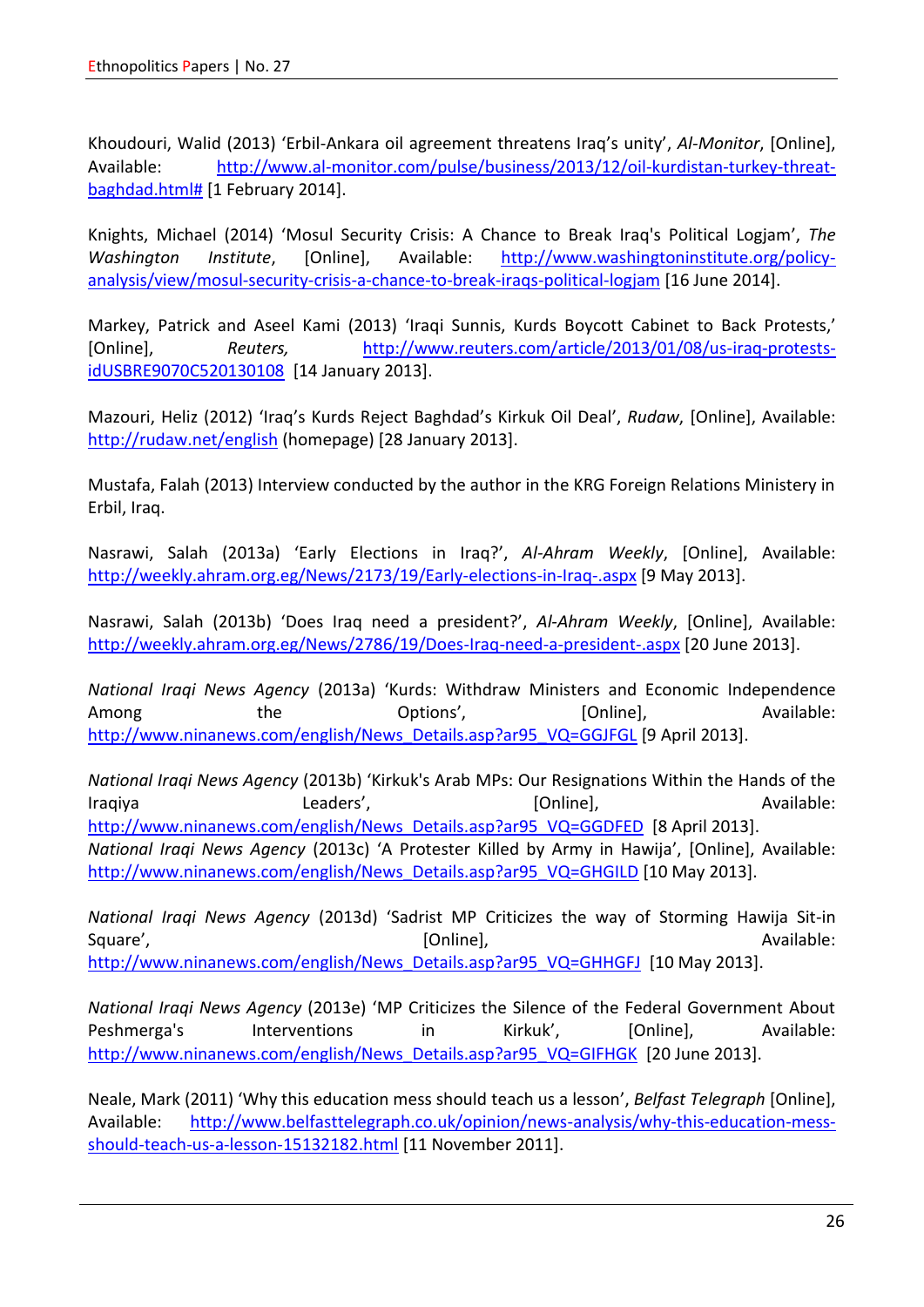Khoudouri, Walid (2013) 'Erbil-Ankara oil agreement threatens Iraq's unity', *Al-Monitor*, [Online], Available: http://www.al-monitor.com/pulse/business/2013/12/oil-kurdistan-turkey-threat-baghdad.html# [1 February 2014].

Knights, Michael (2014) 'Mosul Security Crisis: A Chance to Break Iraq's Political Logjam', *The Washington Institute*, [Online], Available: http://www.washingtoninstitute.org/policy-analysis/view/mosul-security-crisis-a-chance-to-break-iraqs-political-logjam [16 June 2014].

Markey, Patrick and Aseel Kami (2013) 'Iraqi Sunnis, Kurds Boycott Cabinet to Back Protests,' [Online], *Reuters,* http://www.reuters.com/article/2013/01/08/us-iraq-protests-idUSBRE9070C520130108 [14 January 2013].

Mazouri, Heliz (2012) 'Iraq's Kurds Reject Baghdad's Kirkuk Oil Deal', *Rudaw*, [Online], Available: http://rudaw.net/english (homepage) [28 January 2013].

Mustafa, Falah (2013) Interview conducted by the author in the KRG Foreign Relations Ministry in Erbil, Iraq.

Nasrawi, Salah (2013a) 'Early Elections in Iraq?', *Al-Ahram Weekly*, [Online], Available: http://weekly.ahram.org.eg/News/2173/19/Early-elections-in-Iraq-.aspx [9 May 2013].

Nasrawi, Salah (2013b) 'Does Iraq need a president?', *Al-Ahram Weekly*, [Online], Available: http://weekly.ahram.org.eg/News/2786/19/Does-Iraq-need-a-president-.aspx [20 June 2013].

*National Iraqi News Agency* (2013a) 'Kurds: Withdraw Ministers and Economic Independence Among the Options', [Online], Available: http://www.ninanews.com/english/News_Details.asp?ar95_VQ=GGJFGL [9 April 2013].

*National Iraqi News Agency* (2013b) 'Kirkuk's Arab MPs: Our Resignations Within the Hands of the Iraqiya Leaders', [Online], Available: http://www.ninanews.com/english/News_Details.asp?ar95_VQ=GGDFED [8 April 2013].

*National Iraqi News Agency* (2013c) 'A Protester Killed by Army in Hawija', [Online], Available: http://www.ninanews.com/english/News_Details.asp?ar95_VQ=GHGILD [10 May 2013].

*National Iraqi News Agency* (2013d) 'Sadrist MP Criticizes the way of Storming Hawija Sit-in Square', [Online], Available: http://www.ninanews.com/english/News_Details.asp?ar95_VQ=GHHGFJ [10 May 2013].

*National Iraqi News Agency* (2013e) 'MP Criticizes the Silence of the Federal Government About Peshmerga's Interventions in Kirkuk', [Online], Available: http://www.ninanews.com/english/News_Details.asp?ar95_VQ=GIFHGK [20 June 2013].

Neale, Mark (2011) 'Why this education mess should teach us a lesson', *Belfast Telegraph* [Online], Available: http://www.belfasttelegraph.co.uk/opinion/news-analysis/why-this-education-mess-should-teach-us-a-lesson-15132182.html [11 November 2011].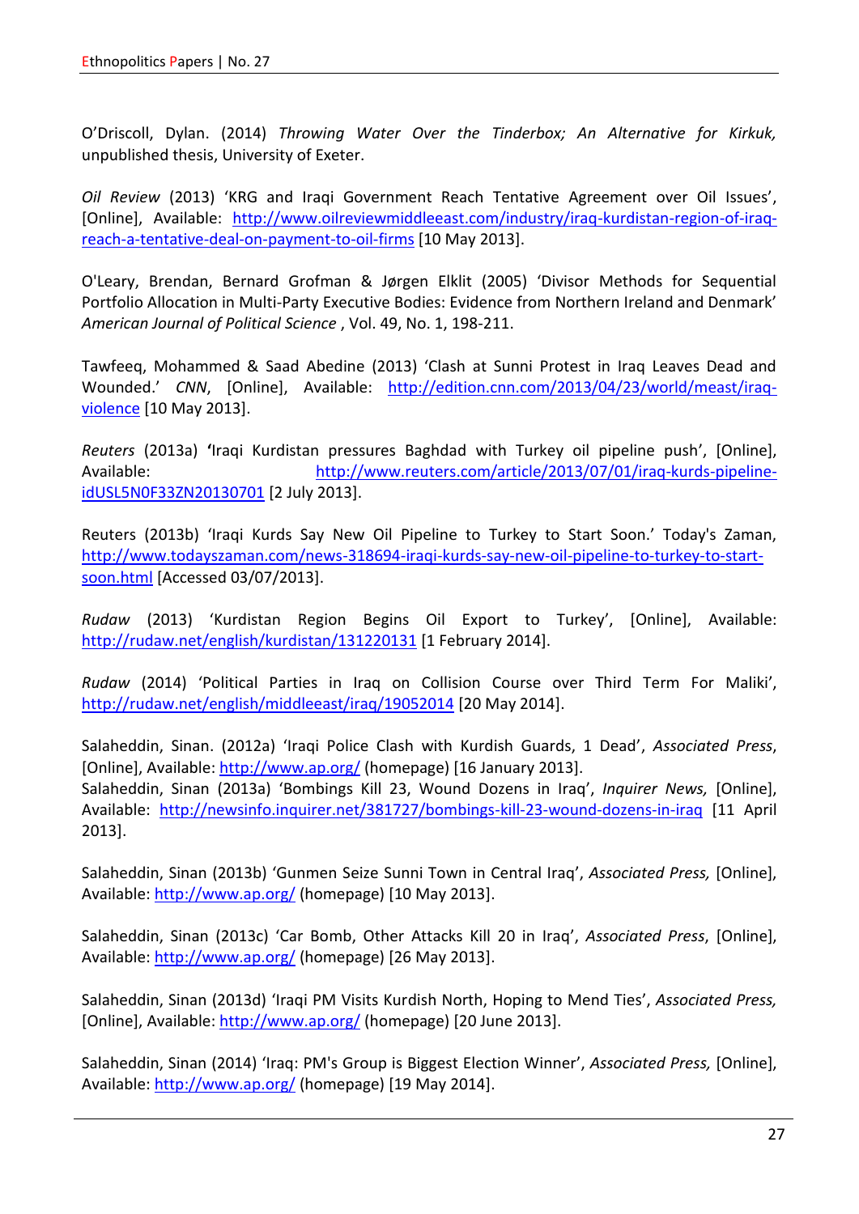O'Driscoll, Dylan. (2014) *Throwing Water Over the Tinderbox; An Alternative for Kirkuk,* unpublished thesis, University of Exeter.

*Oil Review* (2013) 'KRG and Iraqi Government Reach Tentative Agreement over Oil Issues', [Online], Available: http://www.oilreviewmiddleeast.com/industry/iraq-kurdistan-region-of-iraq-reach-a-tentative-deal-on-payment-to-oil-firms [10 May 2013].

O'Leary, Brendan, Bernard Grofman & Jørgen Elklit (2005) 'Divisor Methods for Sequential Portfolio Allocation in Multi-Party Executive Bodies: Evidence from Northern Ireland and Denmark' *American Journal of Political Science* , Vol. 49, No. 1, 198-211.

Tawfeeq, Mohammed & Saad Abedine (2013) 'Clash at Sunni Protest in Iraq Leaves Dead and Wounded.' *CNN*, [Online], Available: http://edition.cnn.com/2013/04/23/world/meast/iraq-violence [10 May 2013].

*Reuters* (2013a) **'**Iraqi Kurdistan pressures Baghdad with Turkey oil pipeline push', [Online], Available: http://www.reuters.com/article/2013/07/01/iraq-kurds-pipeline-idUSL5N0F33ZN20130701 [2 July 2013].

Reuters (2013b) 'Iraqi Kurds Say New Oil Pipeline to Turkey to Start Soon.' Today's Zaman, http://www.todayszaman.com/news-318694-iraqi-kurds-say-new-oil-pipeline-to-turkey-to-start-soon.html [Accessed 03/07/2013].

*Rudaw* (2013) 'Kurdistan Region Begins Oil Export to Turkey', [Online], Available: http://rudaw.net/english/kurdistan/131220131 [1 February 2014].

*Rudaw* (2014) 'Political Parties in Iraq on Collision Course over Third Term For Maliki', http://rudaw.net/english/middleeast/iraq/19052014 [20 May 2014].

Salaheddin, Sinan. (2012a) 'Iraqi Police Clash with Kurdish Guards, 1 Dead', *Associated Press*, [Online], Available: http://www.ap.org/ (homepage) [16 January 2013].
Salaheddin, Sinan (2013a) 'Bombings Kill 23, Wound Dozens in Iraq', *Inquirer News,* [Online], Available: http://newsinfo.inquirer.net/381727/bombings-kill-23-wound-dozens-in-iraq [11 April 2013].

Salaheddin, Sinan (2013b) 'Gunmen Seize Sunni Town in Central Iraq', *Associated Press,* [Online], Available: http://www.ap.org/ (homepage) [10 May 2013].

Salaheddin, Sinan (2013c) 'Car Bomb, Other Attacks Kill 20 in Iraq', *Associated Press*, [Online], Available: http://www.ap.org/ (homepage) [26 May 2013].

Salaheddin, Sinan (2013d) 'Iraqi PM Visits Kurdish North, Hoping to Mend Ties', *Associated Press,* [Online], Available: http://www.ap.org/ (homepage) [20 June 2013].

Salaheddin, Sinan (2014) 'Iraq: PM's Group is Biggest Election Winner', *Associated Press,* [Online], Available: http://www.ap.org/ (homepage) [19 May 2014].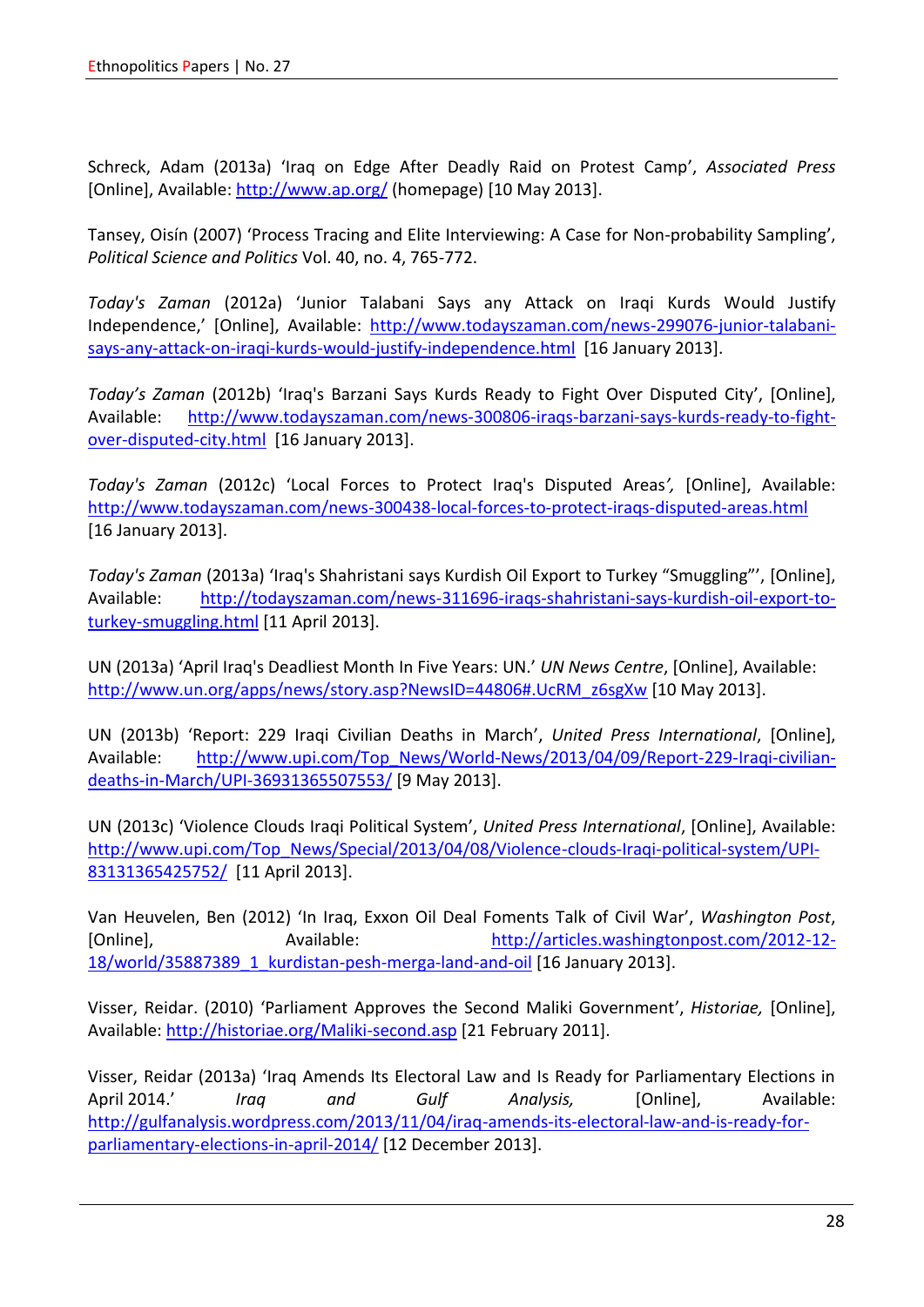Schreck, Adam (2013a) 'Iraq on Edge After Deadly Raid on Protest Camp', *Associated Press* [Online], Available: http://www.ap.org/ (homepage) [10 May 2013].

Tansey, Oisín (2007) 'Process Tracing and Elite Interviewing: A Case for Non-probability Sampling', *Political Science and Politics* Vol. 40, no. 4, 765-772.

*Today's Zaman* (2012a) 'Junior Talabani Says any Attack on Iraqi Kurds Would Justify Independence,' [Online], Available: http://www.todayszaman.com/news-299076-junior-talabani-says-any-attack-on-iraqi-kurds-would-justify-independence.html [16 January 2013].

*Today's Zaman* (2012b) 'Iraq's Barzani Says Kurds Ready to Fight Over Disputed City', [Online], Available: http://www.todayszaman.com/news-300806-iraqs-barzani-says-kurds-ready-to-fight-over-disputed-city.html [16 January 2013].

*Today's Zaman* (2012c) 'Local Forces to Protect Iraq's Disputed Areas*',* [Online], Available: http://www.todayszaman.com/news-300438-local-forces-to-protect-iraqs-disputed-areas.html [16 January 2013].

*Today's Zaman* (2013a) 'Iraq's Shahristani says Kurdish Oil Export to Turkey "Smuggling"', [Online], Available: http://todayszaman.com/news-311696-iraqs-shahristani-says-kurdish-oil-export-to-turkey-smuggling.html [11 April 2013].

UN (2013a) 'April Iraq's Deadliest Month In Five Years: UN.' *UN News Centre*, [Online], Available: http://www.un.org/apps/news/story.asp?NewsID=44806#.UcRM_z6sgXw [10 May 2013].

UN (2013b) 'Report: 229 Iraqi Civilian Deaths in March', *United Press International*, [Online], Available: http://www.upi.com/Top_News/World-News/2013/04/09/Report-229-Iraqi-civilian-deaths-in-March/UPI-36931365507553/ [9 May 2013].

UN (2013c) 'Violence Clouds Iraqi Political System', *United Press International*, [Online], Available: http://www.upi.com/Top_News/Special/2013/04/08/Violence-clouds-Iraqi-political-system/UPI-83131365425752/ [11 April 2013].

Van Heuvelen, Ben (2012) 'In Iraq, Exxon Oil Deal Foments Talk of Civil War', *Washington Post*, [Online], Available: http://articles.washingtonpost.com/2012-12-18/world/35887389_1_kurdistan-pesh-merga-land-and-oil [16 January 2013].

Visser, Reidar. (2010) 'Parliament Approves the Second Maliki Government', *Historiae,* [Online], Available: http://historiae.org/Maliki-second.asp [21 February 2011].

Visser, Reidar (2013a) 'Iraq Amends Its Electoral Law and Is Ready for Parliamentary Elections in April 2014.' *Iraq and Gulf Analysis,* [Online], Available: http://gulfanalysis.wordpress.com/2013/11/04/iraq-amends-its-electoral-law-and-is-ready-for-parliamentary-elections-in-april-2014/ [12 December 2013].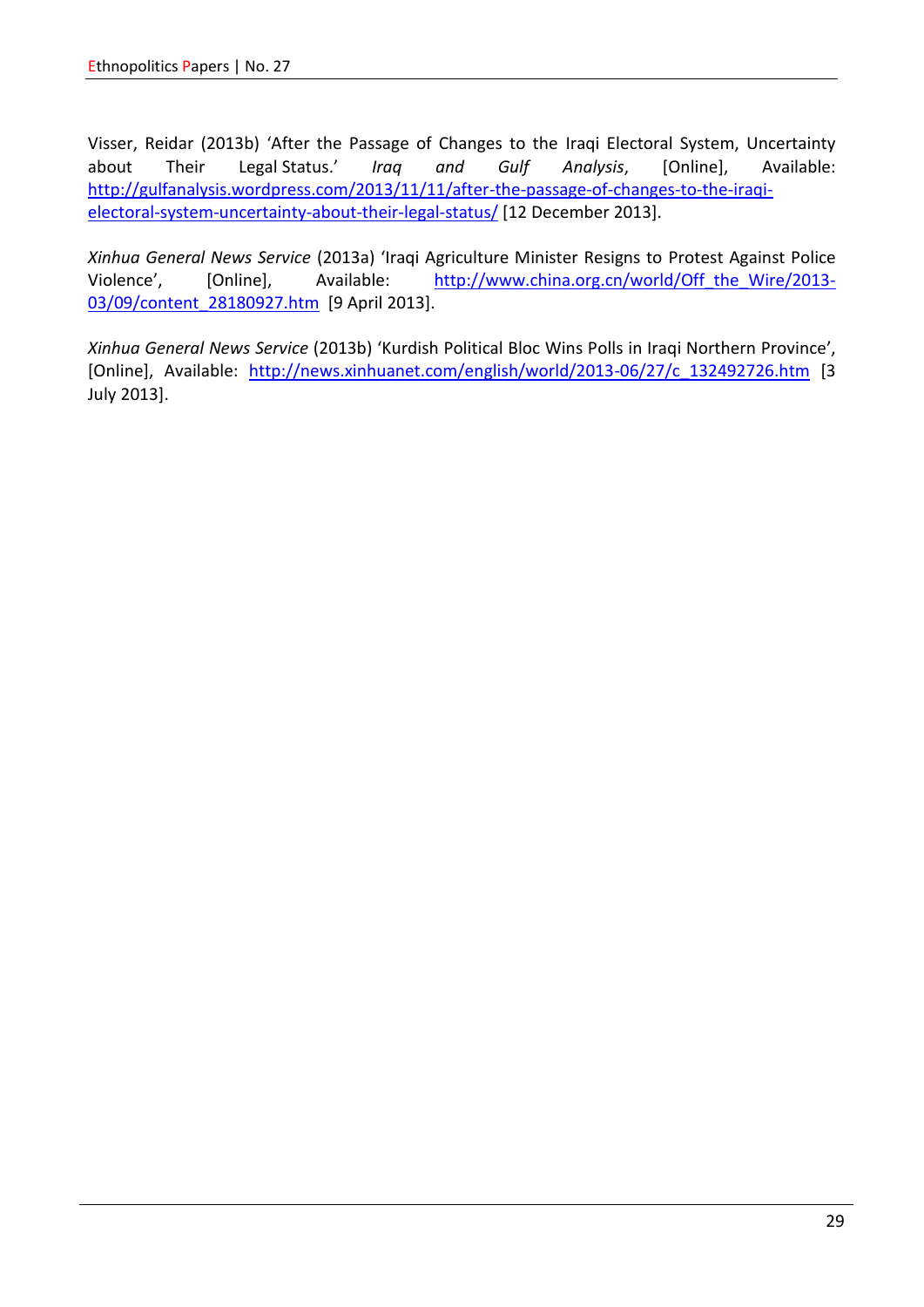Visser, Reidar (2013b) ‘After the Passage of Changes to the Iraqi Electoral System, Uncertainty about Their Legal Status.’ *Iraq and Gulf Analysis*, [Online], Available: http://gulfanalysis.wordpress.com/2013/11/11/after-the-passage-of-changes-to-the-iraqi-electoral-system-uncertainty-about-their-legal-status/ [12 December 2013].

*Xinhua General News Service* (2013a) ‘Iraqi Agriculture Minister Resigns to Protest Against Police Violence’, [Online], Available: http://www.china.org.cn/world/Off_the_Wire/2013-03/09/content_28180927.htm [9 April 2013].

*Xinhua General News Service* (2013b) ‘Kurdish Political Bloc Wins Polls in Iraqi Northern Province’, [Online], Available: http://news.xinhuanet.com/english/world/2013-06/27/c_132492726.htm [3 July 2013].